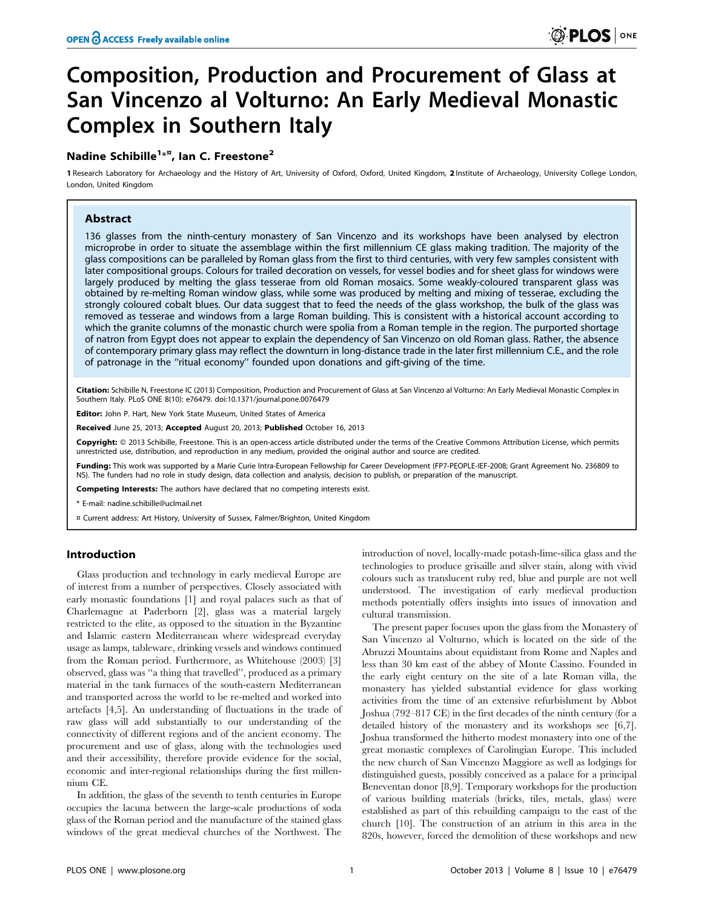# Composition, Production and Procurement of Glass at San Vincenzo al Volturno: An Early Medieval Monastic Complex in Southern Italy

**Nadine Schibille[1*¤], Ian C. Freestone[2]**

**1** Research Laboratory for Archaeology and the History of Art, University of Oxford, Oxford, United Kingdom, **2** Institute of Archaeology, University College London, London, United Kingdom

## Abstract

136 glasses from the ninth-century monastery of San Vincenzo and its workshops have been analysed by electron microprobe in order to situate the assemblage within the first millennium CE glass making tradition. The majority of the glass compositions can be paralleled by Roman glass from the first to third centuries, with very few samples consistent with later compositional groups. Colours for trailed decoration on vessels, for vessel bodies and for sheet glass for windows were largely produced by melting the glass tesserae from old Roman mosaics. Some weakly-coloured transparent glass was obtained by re-melting Roman window glass, while some was produced by melting and mixing of tesserae, excluding the strongly coloured cobalt blues. Our data suggest that to feed the needs of the glass workshop, the bulk of the glass was removed as tesserae and windows from a large Roman building. This is consistent with a historical account according to which the granite columns of the monastic church were spolia from a Roman temple in the region. The purported shortage of natron from Egypt does not appear to explain the dependency of San Vincenzo on old Roman glass. Rather, the absence of contemporary primary glass may reflect the downturn in long-distance trade in the later first millennium C.E., and the role of patronage in the ''ritual economy'' founded upon donations and gift-giving of the time.

**Citation:** Schibille N, Freestone IC (2013) Composition, Production and Procurement of Glass at San Vincenzo al Volturno: An Early Medieval Monastic Complex in Southern Italy. PLoS ONE 8(10): e76479. doi:10.1371/journal.pone.0076479

**Editor:** John P. Hart, New York State Museum, United States of America

**Received** June 25, 2013; **Accepted** August 20, 2013; **Published** October 16, 2013

**Copyright:** © 2013 Schibille, Freestone. This is an open-access article distributed under the terms of the Creative Commons Attribution License, which permits unrestricted use, distribution, and reproduction in any medium, provided the original author and source are credited.

**Funding:** This work was supported by a Marie Curie Intra-European Fellowship for Career Development (FP7-PEOPLE-IEF-2008; Grant Agreement No. 236809 to NS). The funders had no role in study design, data collection and analysis, decision to publish, or preparation of the manuscript.

**Competing Interests:** The authors have declared that no competing interests exist.

\* E-mail: nadine.schibille@uclmail.net

¤ Current address: Art History, University of Sussex, Falmer/Brighton, United Kingdom

## Introduction

Glass production and technology in early medieval Europe are of interest from a number of perspectives. Closely associated with early monastic foundations [1] and royal palaces such as that of Charlemagne at Paderborn [2], glass was a material largely restricted to the elite, as opposed to the situation in the Byzantine and Islamic eastern Mediterranean where widespread everyday usage as lamps, tableware, drinking vessels and windows continued from the Roman period. Furthermore, as Whitehouse (2003) [3] observed, glass was ''a thing that travelled'', produced as a primary material in the tank furnaces of the south-eastern Mediterranean and transported across the world to be re-melted and worked into artefacts [4,5]. An understanding of fluctuations in the trade of raw glass will add substantially to our understanding of the connectivity of different regions and of the ancient economy. The procurement and use of glass, along with the technologies used and their accessibility, therefore provide evidence for the social, economic and inter-regional relationships during the first millennium CE.

In addition, the glass of the seventh to tenth centuries in Europe occupies the lacuna between the large-scale productions of soda glass of the Roman period and the manufacture of the stained glass windows of the great medieval churches of the Northwest. The introduction of novel, locally-made potash-lime-silica glass and the technologies to produce grisaille and silver stain, along with vivid colours such as translucent ruby red, blue and purple are not well understood. The investigation of early medieval production methods potentially offers insights into issues of innovation and cultural transmission.

The present paper focuses upon the glass from the Monastery of San Vincenzo al Volturno, which is located on the side of the Abruzzi Mountains about equidistant from Rome and Naples and less than 30 km east of the abbey of Monte Cassino. Founded in the early eight century on the site of a late Roman villa, the monastery has yielded substantial evidence for glass working activities from the time of an extensive refurbishment by Abbot Joshua (792–817 CE) in the first decades of the ninth century (for a detailed history of the monastery and its workshops see [6,7]. Joshua transformed the hitherto modest monastery into one of the great monastic complexes of Carolingian Europe. This included the new church of San Vincenzo Maggiore as well as lodgings for distinguished guests, possibly conceived as a palace for a principal Beneventan donor [8,9]. Temporary workshops for the production of various building materials (bricks, tiles, metals, glass) were established as part of this rebuilding campaign to the east of the church [10]. The construction of an atrium in this area in the 820s, however, forced the demolition of these workshops and new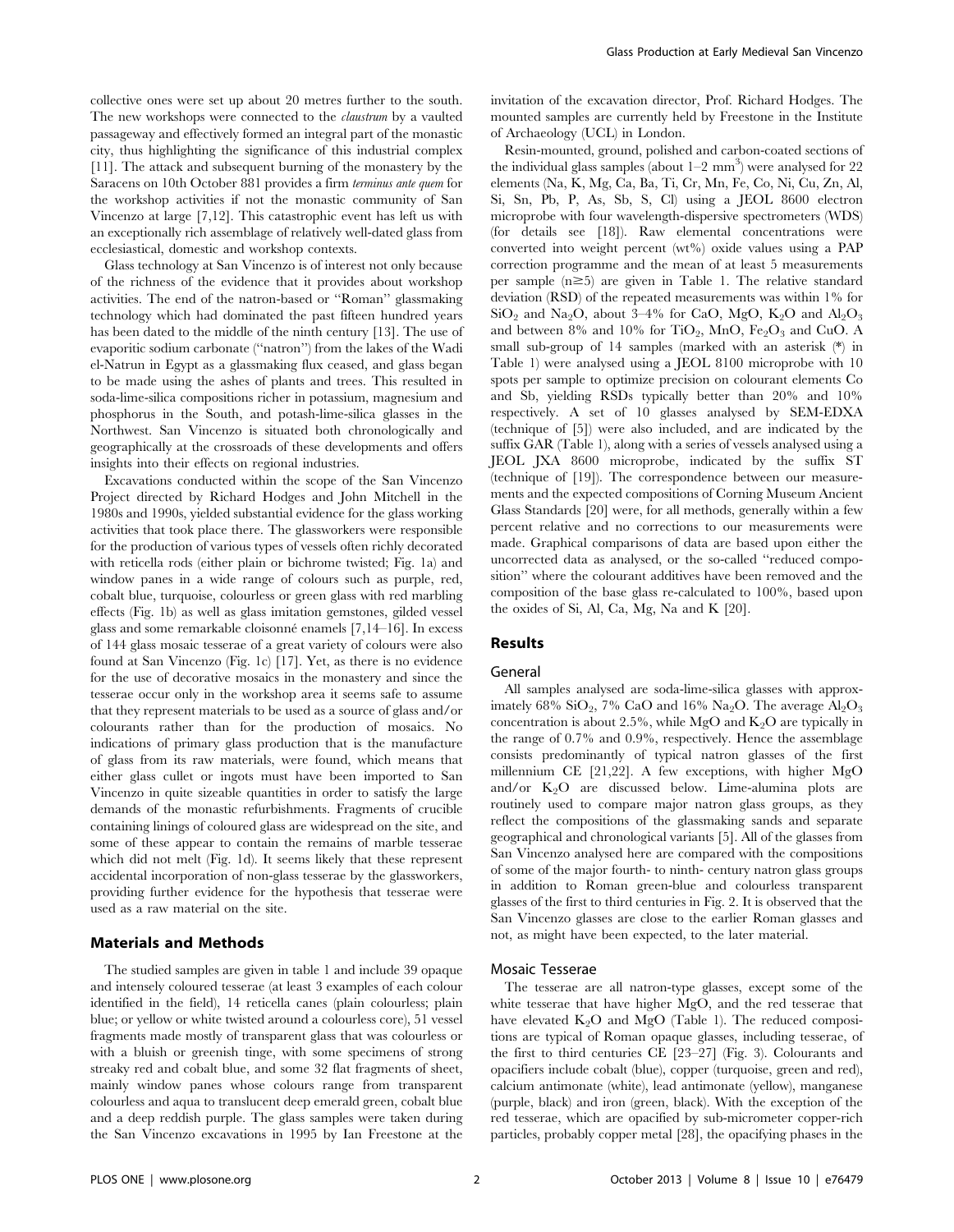collective ones were set up about 20 metres further to the south. The new workshops were connected to the *claustrum* by a vaulted passageway and effectively formed an integral part of the monastic city, thus highlighting the significance of this industrial complex [11]. The attack and subsequent burning of the monastery by the Saracens on 10th October 881 provides a firm *terminus ante quem* for the workshop activities if not the monastic community of San Vincenzo at large [7,12]. This catastrophic event has left us with an exceptionally rich assemblage of relatively well-dated glass from ecclesiastical, domestic and workshop contexts.

Glass technology at San Vincenzo is of interest not only because of the richness of the evidence that it provides about workshop activities. The end of the natron-based or "Roman" glassmaking technology which had dominated the past fifteen hundred years has been dated to the middle of the ninth century [13]. The use of evaporitic sodium carbonate ("natron") from the lakes of the Wadi el-Natrun in Egypt as a glassmaking flux ceased, and glass began to be made using the ashes of plants and trees. This resulted in soda-lime-silica compositions richer in potassium, magnesium and phosphorus in the South, and potash-lime-silica glasses in the Northwest. San Vincenzo is situated both chronologically and geographically at the crossroads of these developments and offers insights into their effects on regional industries.

Excavations conducted within the scope of the San Vincenzo Project directed by Richard Hodges and John Mitchell in the 1980s and 1990s, yielded substantial evidence for the glass working activities that took place there. The glassworkers were responsible for the production of various types of vessels often richly decorated with reticella rods (either plain or bichrome twisted; Fig. 1a) and window panes in a wide range of colours such as purple, red, cobalt blue, turquoise, colourless or green glass with red marbling effects (Fig. 1b) as well as glass imitation gemstones, gilded vessel glass and some remarkable cloisonné enamels [7,14–16]. In excess of 144 glass mosaic tesserae of a great variety of colours were also found at San Vincenzo (Fig. 1c) [17]. Yet, as there is no evidence for the use of decorative mosaics in the monastery and since the tesserae occur only in the workshop area it seems safe to assume that they represent materials to be used as a source of glass and/or colourants rather than for the production of mosaics. No indications of primary glass production that is the manufacture of glass from its raw materials, were found, which means that either glass cullet or ingots must have been imported to San Vincenzo in quite sizeable quantities in order to satisfy the large demands of the monastic refurbishments. Fragments of crucible containing linings of coloured glass are widespread on the site, and some of these appear to contain the remains of marble tesserae which did not melt (Fig. 1d). It seems likely that these represent accidental incorporation of non-glass tesserae by the glassworkers, providing further evidence for the hypothesis that tesserae were used as a raw material on the site.

## Materials and Methods

The studied samples are given in table 1 and include 39 opaque and intensely coloured tesserae (at least 3 examples of each colour identified in the field), 14 reticella canes (plain colourless; plain blue; or yellow or white twisted around a colourless core), 51 vessel fragments made mostly of transparent glass that was colourless or with a bluish or greenish tinge, with some specimens of strong streaky red and cobalt blue, and some 32 flat fragments of sheet, mainly window panes whose colours range from transparent colourless and aqua to translucent deep emerald green, cobalt blue and a deep reddish purple. The glass samples were taken during the San Vincenzo excavations in 1995 by Ian Freestone at the invitation of the excavation director, Prof. Richard Hodges. The mounted samples are currently held by Freestone in the Institute of Archaeology (UCL) in London.

Resin-mounted, ground, polished and carbon-coated sections of the individual glass samples (about 1–2 $mm^3$) were analysed for 22 elements (Na, K, Mg, Ca, Ba, Ti, Cr, Mn, Fe, Co, Ni, Cu, Zn, Al, Si, Sn, Pb, P, As, Sb, S, Cl) using a JEOL 8600 electron microprobe with four wavelength-dispersive spectrometers (WDS) (for details see [18]). Raw elemental concentrations were converted into weight percent (wt%) oxide values using a PAP correction programme and the mean of at least 5 measurements per sample ($n \geq 5$) are given in Table 1. The relative standard deviation (RSD) of the repeated measurements was within 1% for $SiO_2$ and $Na_2O$, about 3–4% for CaO, MgO, $K_2O$ and $Al_2O_3$ and between 8% and 10% for $TiO_2$, MnO, $Fe_2O_3$ and CuO. A small sub-group of 14 samples (marked with an asterisk (*) in Table 1) were analysed using a JEOL 8100 microprobe with 10 spots per sample to optimize precision on colourant elements Co and Sb, yielding RSDs typically better than 20% and 10% respectively. A set of 10 glasses analysed by SEM-EDXA (technique of [5]) were also included, and are indicated by the suffix GAR (Table 1), along with a series of vessels analysed using a JEOL JXA 8600 microprobe, indicated by the suffix ST (technique of [19]). The correspondence between our measurements and the expected compositions of Corning Museum Ancient Glass Standards [20] were, for all methods, generally within a few percent relative and no corrections to our measurements were made. Graphical comparisons of data are based upon either the uncorrected data as analysed, or the so-called "reduced composition" where the colourant additives have been removed and the composition of the base glass re-calculated to 100%, based upon the oxides of Si, Al, Ca, Mg, Na and K [20].

## Results

### General

All samples analysed are soda-lime-silica glasses with approximately 68% $SiO_2$, 7% CaO and 16% $Na_2O$. The average $Al_2O_3$ concentration is about 2.5%, while MgO and $K_2O$ are typically in the range of 0.7% and 0.9%, respectively. Hence the assemblage consists predominantly of typical natron glasses of the first millennium CE [21,22]. A few exceptions, with higher MgO and/or $K_2O$ are discussed below. Lime-alumina plots are routinely used to compare major natron glass groups, as they reflect the compositions of the glassmaking sands and separate geographical and chronological variants [5]. All of the glasses from San Vincenzo analysed here are compared with the compositions of some of the major fourth- to ninth- century natron glass groups in addition to Roman green-blue and colourless transparent glasses of the first to third centuries in Fig. 2. It is observed that the San Vincenzo glasses are close to the earlier Roman glasses and not, as might have been expected, to the later material.

### Mosaic Tesserae

The tesserae are all natron-type glasses, except some of the white tesserae that have higher MgO, and the red tesserae that have elevated $K_2O$ and MgO (Table 1). The reduced compositions are typical of Roman opaque glasses, including tesserae, of the first to third centuries CE [23–27] (Fig. 3). Colourants and opacifiers include cobalt (blue), copper (turquoise, green and red), calcium antimonate (white), lead antimonate (yellow), manganese (purple, black) and iron (green, black). With the exception of the red tesserae, which are opacified by sub-micrometer copper-rich particles, probably copper metal [28], the opacifying phases in the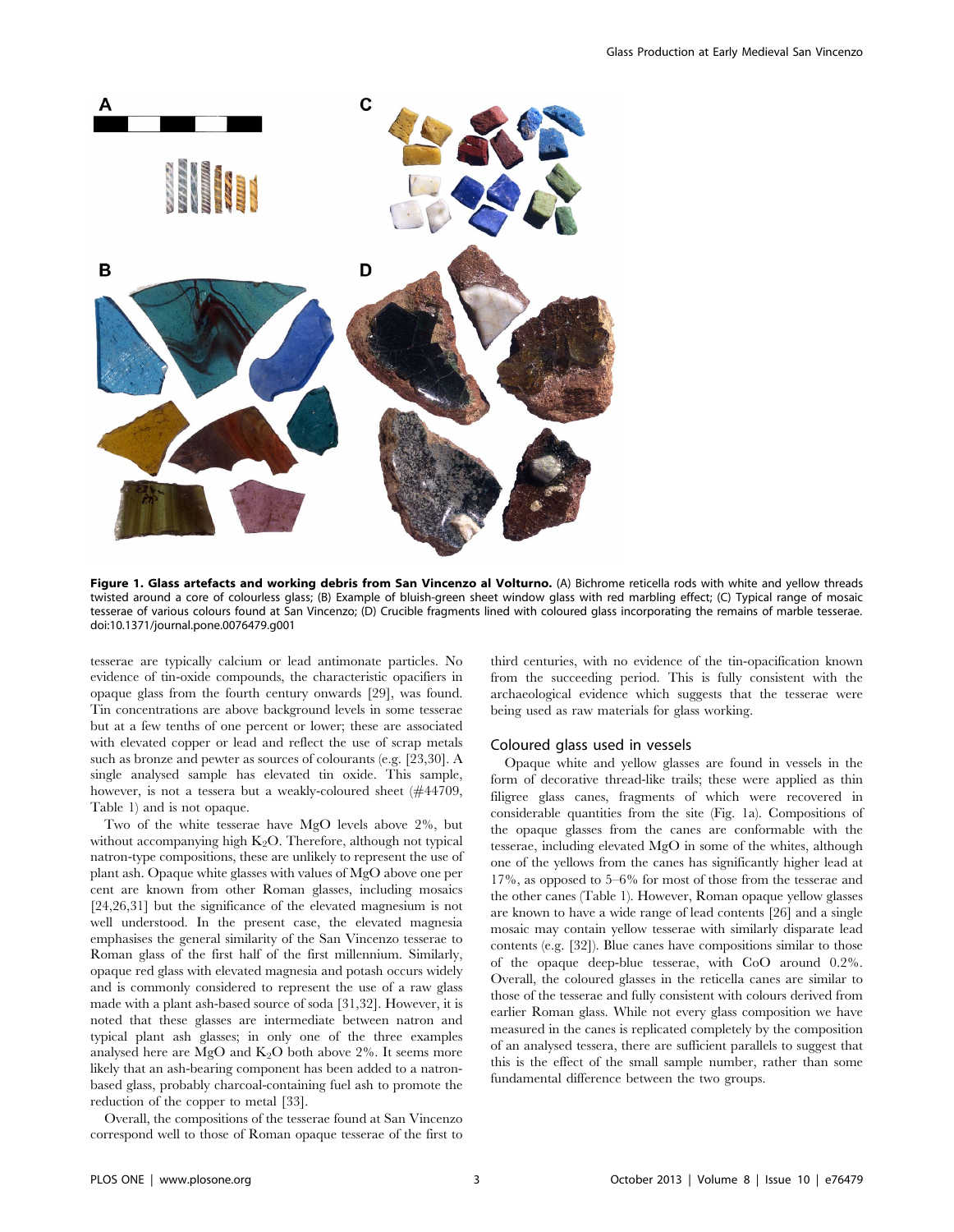**Figure 1. Glass artefacts and working debris from San Vincenzo al Volturno.** (A) Bichrome reticella rods with white and yellow threads twisted around a core of colourless glass; (B) Example of bluish-green sheet window glass with red marbling effect; (C) Typical range of mosaic tesserae of various colours found at San Vincenzo; (D) Crucible fragments lined with coloured glass incorporating the remains of marble tesserae. doi:10.1371/journal.pone.0076479.g001

tesserae are typically calcium or lead antimonate particles. No evidence of tin-oxide compounds, the characteristic opacifiers in opaque glass from the fourth century onwards [29], was found. Tin concentrations are above background levels in some tesserae but at a few tenths of one percent or lower; these are associated with elevated copper or lead and reflect the use of scrap metals such as bronze and pewter as sources of colourants (e.g. [23,30]. A single analysed sample has elevated tin oxide. This sample, however, is not a tessera but a weakly-coloured sheet (#44709, Table 1) and is not opaque.

Two of the white tesserae have MgO levels above 2%, but without accompanying high $K_2O$. Therefore, although not typical natron-type compositions, these are unlikely to represent the use of plant ash. Opaque white glasses with values of MgO above one per cent are known from other Roman glasses, including mosaics [24,26,31] but the significance of the elevated magnesium is not well understood. In the present case, the elevated magnesia emphasises the general similarity of the San Vincenzo tesserae to Roman glass of the first half of the first millennium. Similarly, opaque red glass with elevated magnesia and potash occurs widely and is commonly considered to represent the use of a raw glass made with a plant ash-based source of soda [31,32]. However, it is noted that these glasses are intermediate between natron and typical plant ash glasses; in only one of the three examples analysed here are MgO and $K_2O$ both above 2%. It seems more likely that an ash-bearing component has been added to a natron-based glass, probably charcoal-containing fuel ash to promote the reduction of the copper to metal [33].

Overall, the compositions of the tesserae found at San Vincenzo correspond well to those of Roman opaque tesserae of the first to third centuries, with no evidence of the tin-opacification known from the succeeding period. This is fully consistent with the archaeological evidence which suggests that the tesserae were being used as raw materials for glass working.

## Coloured glass used in vessels

Opaque white and yellow glasses are found in vessels in the form of decorative thread-like trails; these were applied as thin filigree glass canes, fragments of which were recovered in considerable quantities from the site (Fig. 1a). Compositions of the opaque glasses from the canes are conformable with the tesserae, including elevated MgO in some of the whites, although one of the yellows from the canes has significantly higher lead at 17%, as opposed to 5–6% for most of those from the tesserae and the other canes (Table 1). However, Roman opaque yellow glasses are known to have a wide range of lead contents [26] and a single mosaic may contain yellow tesserae with similarly disparate lead contents (e.g. [32]). Blue canes have compositions similar to those of the opaque deep-blue tesserae, with CoO around 0.2%. Overall, the coloured glasses in the reticella canes are similar to those of the tesserae and fully consistent with colours derived from earlier Roman glass. While not every glass composition we have measured in the canes is replicated completely by the composition of an analysed tessera, there are sufficient parallels to suggest that this is the effect of the small sample number, rather than some fundamental difference between the two groups.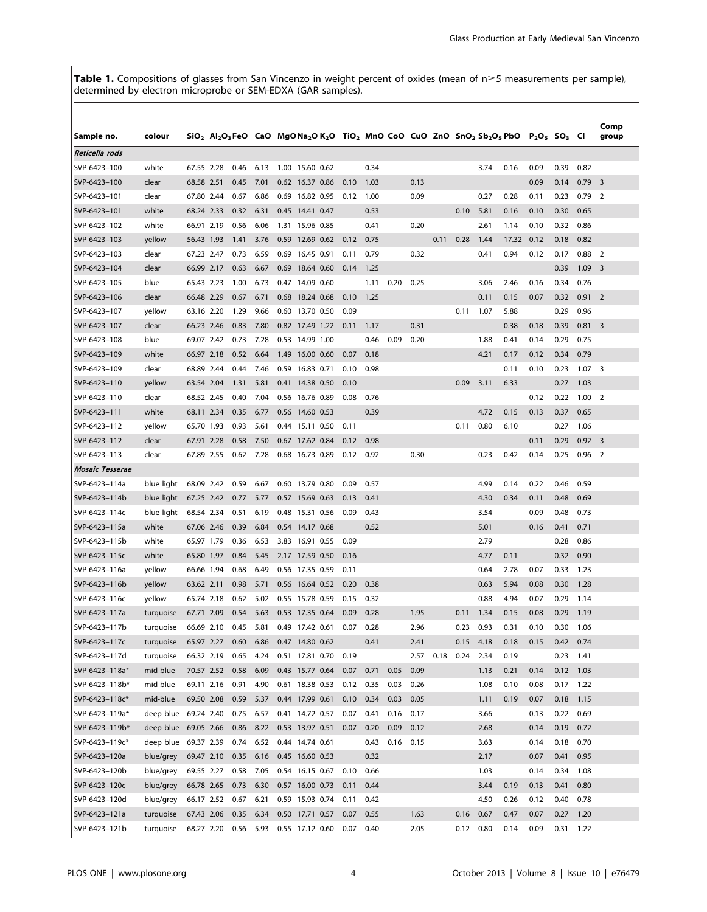**Table 1.** Compositions of glasses from San Vincenzo in weight percent of oxides (mean of n≥5 measurements per sample), determined by electron microprobe or SEM-EDXA (GAR samples).

| Sample no. | colour | $SiO_2$ | $Al_2O_3$ | FeO | CaO | MgO | $Na_2O$ | $K_2O$ | $TiO_2$ | MnO | CoO | CuO | ZnO | $SnO_2$ | $Sb_2O_5$ | PbO | $P_2O_5$ | $SO_3$ | Cl | Comp group |
|---|---|---|---|---|---|---|---|---|---|---|---|---|---|---|---|---|---|---|---|---|
| ***Reticella rods*** | | | | | | | | | | | | | | | | | | | | |
| SVP-6423–100 | white | 67.55 | 2.28 | 0.46 | 6.13 | 1.00 | 15.60 | 0.62 | | 0.34 | | | | | 3.74 | 0.16 | 0.09 | 0.39 | 0.82 | |
| SVP-6423–100 | clear | 68.58 | 2.51 | 0.45 | 7.01 | 0.62 | 16.37 | 0.86 | 0.10 | 1.03 | | 0.13 | | | | | 0.09 | 0.14 | 0.79 | 3 |
| SVP-6423–101 | clear | 67.80 | 2.44 | 0.67 | 6.86 | 0.69 | 16.82 | 0.95 | 0.12 | 1.00 | | 0.09 | | | 0.27 | 0.28 | 0.11 | 0.23 | 0.79 | 2 |
| SVP-6423–101 | white | 68.24 | 2.33 | 0.32 | 6.31 | 0.45 | 14.41 | 0.47 | | 0.53 | | | | 0.10 | 5.81 | 0.16 | 0.10 | 0.30 | 0.65 | |
| SVP-6423–102 | white | 66.91 | 2.19 | 0.56 | 6.06 | 1.31 | 15.96 | 0.85 | | 0.41 | | 0.20 | | | 2.61 | 1.14 | 0.10 | 0.32 | 0.86 | |
| SVP-6423–103 | yellow | 56.43 | 1.93 | 1.41 | 3.76 | 0.59 | 12.69 | 0.62 | 0.12 | 0.75 | | | 0.11 | 0.28 | 1.44 | 17.32 | 0.12 | 0.18 | 0.82 | |
| SVP-6423–103 | clear | 67.23 | 2.47 | 0.73 | 6.59 | 0.69 | 16.45 | 0.91 | 0.11 | 0.79 | | 0.32 | | | 0.41 | 0.94 | 0.12 | 0.17 | 0.88 | 2 |
| SVP-6423–104 | clear | 66.99 | 2.17 | 0.63 | 6.67 | 0.69 | 18.64 | 0.60 | 0.14 | 1.25 | | | | | | | | 0.39 | 1.09 | 3 |
| SVP-6423–105 | blue | 65.43 | 2.23 | 1.00 | 6.73 | 0.47 | 14.09 | 0.60 | | 1.11 | 0.20 | 0.25 | | | 3.06 | 2.46 | 0.16 | 0.34 | 0.76 | |
| SVP-6423–106 | clear | 66.48 | 2.29 | 0.67 | 6.71 | 0.68 | 18.24 | 0.68 | 0.10 | 1.25 | | | | | 0.11 | 0.15 | 0.07 | 0.32 | 0.91 | 2 |
| SVP-6423–107 | yellow | 63.16 | 2.20 | 1.29 | 9.66 | 0.60 | 13.70 | 0.50 | 0.09 | | | | | 0.11 | 1.07 | 5.88 | | 0.29 | 0.96 | |
| SVP-6423–107 | clear | 66.23 | 2.46 | 0.83 | 7.80 | 0.82 | 17.49 | 1.22 | 0.11 | 1.17 | | 0.31 | | | | 0.38 | 0.18 | 0.39 | 0.81 | 3 |
| SVP-6423–108 | blue | 69.07 | 2.42 | 0.73 | 7.28 | 0.53 | 14.99 | 1.00 | | 0.46 | 0.09 | 0.20 | | | 1.88 | 0.41 | 0.14 | 0.29 | 0.75 | |
| SVP-6423–109 | white | 66.97 | 2.18 | 0.52 | 6.64 | 1.49 | 16.00 | 0.60 | 0.07 | 0.18 | | | | | 4.21 | 0.17 | 0.12 | 0.34 | 0.79 | |
| SVP-6423–109 | clear | 68.89 | 2.44 | 0.44 | 7.46 | 0.59 | 16.83 | 0.71 | 0.10 | 0.98 | | | | | | 0.11 | 0.10 | 0.23 | 1.07 | 3 |
| SVP-6423–110 | yellow | 63.54 | 2.04 | 1.31 | 5.81 | 0.41 | 14.38 | 0.50 | 0.10 | | | | | 0.09 | 3.11 | 6.33 | | 0.27 | 1.03 | |
| SVP-6423–110 | clear | 68.52 | 2.45 | 0.40 | 7.04 | 0.56 | 16.76 | 0.89 | 0.08 | 0.76 | | | | | | | 0.12 | 0.22 | 1.00 | 2 |
| SVP-6423–111 | white | 68.11 | 2.34 | 0.35 | 6.77 | 0.56 | 14.60 | 0.53 | | 0.39 | | | | | 4.72 | 0.15 | 0.13 | 0.37 | 0.65 | |
| SVP-6423–112 | yellow | 65.70 | 1.93 | 0.93 | 5.61 | 0.44 | 15.11 | 0.50 | 0.11 | | | | | 0.11 | 0.80 | 6.10 | | 0.27 | 1.06 | |
| SVP-6423–112 | clear | 67.91 | 2.28 | 0.58 | 7.50 | 0.67 | 17.62 | 0.84 | 0.12 | 0.98 | | | | | | | 0.11 | 0.29 | 0.92 | 3 |
| SVP-6423–113 | clear | 67.89 | 2.55 | 0.62 | 7.28 | 0.68 | 16.73 | 0.89 | 0.12 | 0.92 | | 0.30 | | | 0.23 | 0.42 | 0.14 | 0.25 | 0.96 | 2 |
| ***Mosaic Tesserae*** | | | | | | | | | | | | | | | | | | | | |
| SVP-6423–114a | blue light | 68.09 | 2.42 | 0.59 | 6.67 | 0.60 | 13.79 | 0.80 | 0.09 | 0.57 | | | | | 4.99 | 0.14 | 0.22 | 0.46 | 0.59 | |
| SVP-6423–114b | blue light | 67.25 | 2.42 | 0.77 | 5.77 | 0.57 | 15.69 | 0.63 | 0.13 | 0.41 | | | | | 4.30 | 0.34 | 0.11 | 0.48 | 0.69 | |
| SVP-6423–114c | blue light | 68.54 | 2.34 | 0.51 | 6.19 | 0.48 | 15.31 | 0.56 | 0.09 | 0.43 | | | | | 3.54 | | 0.09 | 0.48 | 0.73 | |
| SVP-6423–115a | white | 67.06 | 2.46 | 0.39 | 6.84 | 0.54 | 14.17 | 0.68 | | 0.52 | | | | | 5.01 | | 0.16 | 0.41 | 0.71 | |
| SVP-6423–115b | white | 65.97 | 1.79 | 0.36 | 6.53 | 3.83 | 16.91 | 0.55 | 0.09 | | | | | | 2.79 | | | 0.28 | 0.86 | |
| SVP-6423–115c | white | 65.80 | 1.97 | 0.84 | 5.45 | 2.17 | 17.59 | 0.50 | 0.16 | | | | | | 4.77 | 0.11 | | 0.32 | 0.90 | |
| SVP-6423–116a | yellow | 66.66 | 1.94 | 0.68 | 6.49 | 0.56 | 17.35 | 0.59 | 0.11 | | | | | | 0.64 | 2.78 | 0.07 | 0.33 | 1.23 | |
| SVP-6423–116b | yellow | 63.62 | 2.11 | 0.98 | 5.71 | 0.56 | 16.64 | 0.52 | 0.20 | 0.38 | | | | | 0.63 | 5.94 | 0.08 | 0.30 | 1.28 | |
| SVP-6423–116c | yellow | 65.74 | 2.18 | 0.62 | 5.02 | 0.55 | 15.78 | 0.59 | 0.15 | 0.32 | | | | | 0.88 | 4.94 | 0.07 | 0.29 | 1.14 | |
| SVP-6423–117a | turquoise | 67.71 | 2.09 | 0.54 | 5.63 | 0.53 | 17.35 | 0.64 | 0.09 | 0.28 | | 1.95 | | 0.11 | 1.34 | 0.15 | 0.08 | 0.29 | 1.19 | |
| SVP-6423–117b | turquoise | 66.69 | 2.10 | 0.45 | 5.81 | 0.49 | 17.42 | 0.61 | 0.07 | 0.28 | | 2.96 | | 0.23 | 0.93 | 0.31 | 0.10 | 0.30 | 1.06 | |
| SVP-6423–117c | turquoise | 65.97 | 2.27 | 0.60 | 6.86 | 0.47 | 14.80 | 0.62 | | 0.41 | | 2.41 | | 0.15 | 4.18 | 0.18 | 0.15 | 0.42 | 0.74 | |
| SVP-6423–117d | turquoise | 66.32 | 2.19 | 0.65 | 4.24 | 0.51 | 17.81 | 0.70 | 0.19 | | | 2.57 | 0.18 | 0.24 | 2.34 | 0.19 | | 0.23 | 1.41 | |
| SVP-6423–118a* | mid-blue | 70.57 | 2.52 | 0.58 | 6.09 | 0.43 | 15.77 | 0.64 | 0.07 | 0.71 | 0.05 | 0.09 | | | 1.13 | 0.21 | 0.14 | 0.12 | 1.03 | |
| SVP-6423–118b* | mid-blue | 69.11 | 2.16 | 0.91 | 4.90 | 0.61 | 18.38 | 0.53 | 0.12 | 0.35 | 0.03 | 0.26 | | | 1.08 | 0.10 | 0.08 | 0.17 | 1.22 | |
| SVP-6423–118c* | mid-blue | 69.50 | 2.08 | 0.59 | 5.37 | 0.44 | 17.99 | 0.61 | 0.10 | 0.34 | 0.03 | 0.05 | | | 1.11 | 0.19 | 0.07 | 0.18 | 1.15 | |
| SVP-6423–119a* | deep blue | 69.24 | 2.40 | 0.75 | 6.57 | 0.41 | 14.72 | 0.57 | 0.07 | 0.41 | 0.16 | 0.17 | | | 3.66 | | 0.13 | 0.22 | 0.69 | |
| SVP-6423–119b* | deep blue | 69.05 | 2.66 | 0.86 | 8.22 | 0.53 | 13.97 | 0.51 | 0.07 | 0.20 | 0.09 | 0.12 | | | 2.68 | | 0.14 | 0.19 | 0.72 | |
| SVP-6423–119c* | deep blue | 69.37 | 2.39 | 0.74 | 6.52 | 0.44 | 14.74 | 0.61 | | 0.43 | 0.16 | 0.15 | | | 3.63 | | 0.14 | 0.18 | 0.70 | |
| SVP-6423–120a | blue/grey | 69.47 | 2.10 | 0.35 | 6.16 | 0.45 | 16.60 | 0.53 | | 0.32 | | | | | 2.17 | | 0.07 | 0.41 | 0.95 | |
| SVP-6423–120b | blue/grey | 69.55 | 2.27 | 0.58 | 7.05 | 0.54 | 16.15 | 0.67 | 0.10 | 0.66 | | | | | 1.03 | | 0.14 | 0.34 | 1.08 | |
| SVP-6423–120c | blue/grey | 66.78 | 2.65 | 0.73 | 6.30 | 0.57 | 16.00 | 0.73 | 0.11 | 0.44 | | | | | 3.44 | 0.19 | 0.13 | 0.41 | 0.80 | |
| SVP-6423–120d | blue/grey | 66.17 | 2.52 | 0.67 | 6.21 | 0.59 | 15.93 | 0.74 | 0.11 | 0.42 | | | | | 4.50 | 0.26 | 0.12 | 0.40 | 0.78 | |
| SVP-6423–121a | turquoise | 67.43 | 2.06 | 0.35 | 6.34 | 0.50 | 17.71 | 0.57 | 0.07 | 0.55 | | 1.63 | | 0.16 | 0.67 | 0.47 | 0.07 | 0.27 | 1.20 | |
| SVP-6423–121b | turquoise | 68.27 | 2.20 | 0.56 | 5.93 | 0.55 | 17.12 | 0.60 | 0.07 | 0.40 | | 2.05 | | 0.12 | 0.80 | 0.14 | 0.09 | 0.31 | 1.22 | |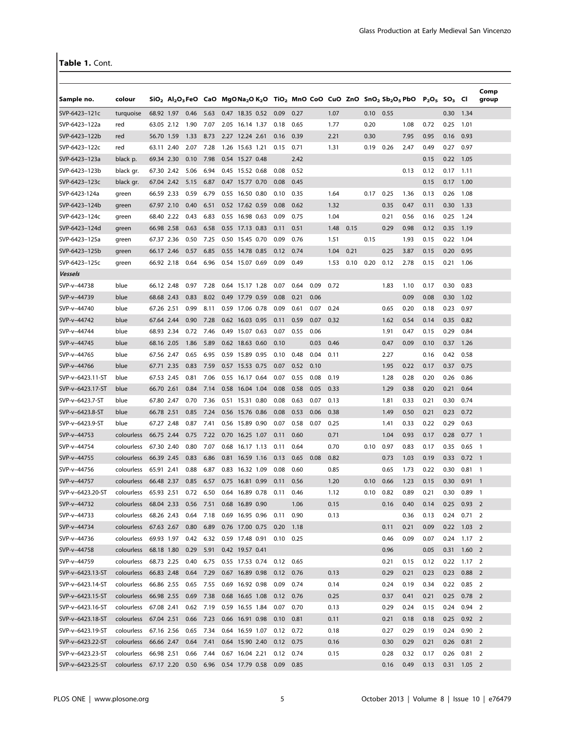**Table 1.** Cont.

| Sample no. | colour | $SiO_2$ | $Al_2O_3$ | FeO | CaO | MgO | $Na_2O$ | $K_2O$ | $TiO_2$ | MnO | CoO | CuO | ZnO | $SnO_2$ | $Sb_2O_5$ | PbO | $P_2O_5$ | $SO_3$ | Cl | Comp group |
|---|---|---|---|---|---|---|---|---|---|---|---|---|---|---|---|---|---|---|---|---|
| SVP-6423–121c | turquoise | 68.92 | 1.97 | 0.46 | 5.63 | 0.47 | 18.35 | 0.52 | 0.09 | 0.27 | | 1.07 | | 0.10 | 0.55 | | | 0.30 | 1.34 | |
| SVP-6423–122a | red | 63.05 | 2.12 | 1.90 | 7.07 | 2.05 | 16.14 | 1.37 | 0.18 | 0.65 | | 1.77 | | 0.20 | | 1.08 | 0.72 | 0.25 | 1.01 | |
| SVP-6423–122b | red | 56.70 | 1.59 | 1.33 | 8.73 | 2.27 | 12.24 | 2.61 | 0.16 | 0.39 | | 2.21 | | 0.30 | | 7.95 | 0.95 | 0.16 | 0.93 | |
| SVP-6423–122c | red | 63.11 | 2.40 | 2.07 | 7.28 | 1.26 | 15.63 | 1.21 | 0.15 | 0.71 | | 1.31 | | 0.19 | 0.26 | 2.47 | 0.49 | 0.27 | 0.97 | |
| SVP-6423–123a | black p. | 69.34 | 2.30 | 0.10 | 7.98 | 0.54 | 15.27 | 0.48 | | 2.42 | | | | | | | 0.15 | 0.22 | 1.05 | |
| SVP-6423–123b | black gr. | 67.30 | 2.42 | 5.06 | 6.94 | 0.45 | 15.52 | 0.68 | 0.08 | 0.52 | | | | | | 0.13 | 0.12 | 0.17 | 1.11 | |
| SVP-6423–123c | black gr. | 67.04 | 2.42 | 5.15 | 6.87 | 0.47 | 15.77 | 0.70 | 0.08 | 0.45 | | | | | | | 0.15 | 0.17 | 1.00 | |
| SVP-6423–124a | green | 66.59 | 2.33 | 0.59 | 6.79 | 0.55 | 16.50 | 0.80 | 0.10 | 0.35 | | 1.64 | | 0.17 | 0.25 | 1.36 | 0.13 | 0.26 | 1.08 | |
| SVP-6423–124b | green | 67.97 | 2.10 | 0.40 | 6.51 | 0.52 | 17.62 | 0.59 | 0.08 | 0.62 | | 1.32 | | | 0.35 | 0.47 | 0.11 | 0.30 | 1.33 | |
| SVP-6423–124c | green | 68.40 | 2.22 | 0.43 | 6.83 | 0.55 | 16.98 | 0.63 | 0.09 | 0.75 | | 1.04 | | | 0.21 | 0.56 | 0.16 | 0.25 | 1.24 | |
| SVP-6423–124d | green | 66.98 | 2.58 | 0.63 | 6.58 | 0.55 | 17.13 | 0.83 | 0.11 | 0.51 | | 1.48 | 0.15 | | 0.29 | 0.98 | 0.12 | 0.35 | 1.19 | |
| SVP-6423–125a | green | 67.37 | 2.36 | 0.50 | 7.25 | 0.50 | 15.45 | 0.70 | 0.09 | 0.76 | | 1.51 | | 0.15 | | 1.93 | 0.15 | 0.22 | 1.04 | |
| SVP-6423–125b | green | 66.17 | 2.46 | 0.57 | 6.85 | 0.55 | 14.78 | 0.85 | 0.12 | 0.74 | | 1.04 | 0.21 | | 0.25 | 3.87 | 0.15 | 0.20 | 0.95 | |
| SVP-6423–125c | green | 66.92 | 2.18 | 0.64 | 6.96 | 0.54 | 15.07 | 0.69 | 0.09 | 0.49 | | 1.53 | 0.10 | 0.20 | 0.12 | 2.78 | 0.15 | 0.21 | 1.06 | |
| ***Vessels*** | | | | | | | | | | | | | | | | | | | | |
| SVP-v–44738 | blue | 66.12 | 2.48 | 0.97 | 7.28 | 0.64 | 15.17 | 1.28 | 0.07 | 0.64 | 0.09 | 0.72 | | | 1.83 | 1.10 | 0.17 | 0.30 | 0.83 | |
| SVP-v–44739 | blue | 68.68 | 2.43 | 0.83 | 8.02 | 0.49 | 17.79 | 0.59 | 0.08 | 0.21 | 0.06 | | | | | 0.09 | 0.08 | 0.30 | 1.02 | |
| SVP-v–44740 | blue | 67.26 | 2.51 | 0.99 | 8.11 | 0.59 | 17.06 | 0.78 | 0.09 | 0.61 | 0.07 | 0.24 | | | 0.65 | 0.20 | 0.18 | 0.23 | 0.97 | |
| SVP-v–44742 | blue | 67.64 | 2.44 | 0.90 | 7.28 | 0.62 | 16.03 | 0.95 | 0.11 | 0.59 | 0.07 | 0.32 | | | 1.62 | 0.54 | 0.14 | 0.35 | 0.82 | |
| SVP-v–44744 | blue | 68.93 | 2.34 | 0.72 | 7.46 | 0.49 | 15.07 | 0.63 | 0.07 | 0.55 | 0.06 | | | | 1.91 | 0.47 | 0.15 | 0.29 | 0.84 | |
| SVP-v–44745 | blue | 68.16 | 2.05 | 1.86 | 5.89 | 0.62 | 18.63 | 0.60 | 0.10 | | 0.03 | 0.46 | | | 0.47 | 0.09 | 0.10 | 0.37 | 1.26 | |
| SVP-v–44765 | blue | 67.56 | 2.47 | 0.65 | 6.95 | 0.59 | 15.89 | 0.95 | 0.10 | 0.48 | 0.04 | 0.11 | | | 2.27 | | 0.16 | 0.42 | 0.58 | |
| SVP-v–44766 | blue | 67.71 | 2.35 | 0.83 | 7.59 | 0.57 | 15.53 | 0.75 | 0.07 | 0.52 | 0.10 | | | | 1.95 | 0.22 | 0.17 | 0.37 | 0.75 | |
| SVP-v–6423.11-ST | blue | 67.53 | 2.45 | 0.81 | 7.06 | 0.55 | 16.17 | 0.64 | 0.07 | 0.55 | 0.08 | 0.19 | | | 1.28 | 0.28 | 0.20 | 0.26 | 0.86 | |
| SVP-v–6423.17-ST | blue | 66.70 | 2.61 | 0.84 | 7.14 | 0.58 | 16.04 | 1.04 | 0.08 | 0.58 | 0.05 | 0.33 | | | 1.29 | 0.38 | 0.20 | 0.21 | 0.64 | |
| SVP-v–6423.7-ST | blue | 67.80 | 2.47 | 0.70 | 7.36 | 0.51 | 15.31 | 0.80 | 0.08 | 0.63 | 0.07 | 0.13 | | | 1.81 | 0.33 | 0.21 | 0.30 | 0.74 | |
| SVP-v–6423.8-ST | blue | 66.78 | 2.51 | 0.85 | 7.24 | 0.56 | 15.76 | 0.86 | 0.08 | 0.53 | 0.06 | 0.38 | | | 1.49 | 0.50 | 0.21 | 0.23 | 0.72 | |
| SVP-v–6423.9-ST | blue | 67.27 | 2.48 | 0.87 | 7.41 | 0.56 | 15.89 | 0.90 | 0.07 | 0.58 | 0.07 | 0.25 | | | 1.41 | 0.33 | 0.22 | 0.29 | 0.63 | |
| SVP-v–44753 | colourless | 66.75 | 2.44 | 0.75 | 7.22 | 0.70 | 16.25 | 1.07 | 0.11 | 0.60 | | 0.71 | | | 1.04 | 0.93 | 0.17 | 0.28 | 0.77 | 1 |
| SVP-v–44754 | colourless | 67.30 | 2.40 | 0.80 | 7.07 | 0.68 | 16.17 | 1.13 | 0.11 | 0.64 | | 0.70 | | 0.10 | 0.97 | 0.83 | 0.17 | 0.35 | 0.65 | 1 |
| SVP-v–44755 | colourless | 66.39 | 2.45 | 0.83 | 6.86 | 0.81 | 16.59 | 1.16 | 0.13 | 0.65 | 0.08 | 0.82 | | | 0.73 | 1.03 | 0.19 | 0.33 | 0.72 | 1 |
| SVP-v–44756 | colourless | 65.91 | 2.41 | 0.88 | 6.87 | 0.83 | 16.32 | 1.09 | 0.08 | 0.60 | | 0.85 | | | 0.65 | 1.73 | 0.22 | 0.30 | 0.81 | 1 |
| SVP-v–44757 | colourless | 66.48 | 2.37 | 0.85 | 6.57 | 0.75 | 16.81 | 0.99 | 0.11 | 0.56 | | 1.20 | | 0.10 | 0.66 | 1.23 | 0.15 | 0.30 | 0.91 | 1 |
| SVP-v–6423.20-ST | colourless | 65.93 | 2.51 | 0.72 | 6.50 | 0.64 | 16.89 | 0.78 | 0.11 | 0.46 | | 1.12 | | 0.10 | 0.82 | 0.89 | 0.21 | 0.30 | 0.89 | 1 |
| SVP-v–44732 | colourless | 68.04 | 2.33 | 0.56 | 7.51 | 0.68 | 16.89 | 0.90 | | 1.06 | | 0.15 | | | 0.16 | 0.40 | 0.14 | 0.25 | 0.93 | 2 |
| SVP-v–44733 | colourless | 68.26 | 2.43 | 0.64 | 7.18 | 0.69 | 16.95 | 0.96 | 0.11 | 0.90 | | 0.13 | | | | 0.36 | 0.13 | 0.24 | 0.71 | 2 |
| SVP-v–44734 | colourless | 67.63 | 2.67 | 0.80 | 6.89 | 0.76 | 17.00 | 0.75 | 0.20 | 1.18 | | | | | 0.11 | 0.21 | 0.09 | 0.22 | 1.03 | 2 |
| SVP-v–44736 | colourless | 69.93 | 1.97 | 0.42 | 6.32 | 0.59 | 17.48 | 0.91 | 0.10 | 0.25 | | | | | 0.46 | 0.09 | 0.07 | 0.24 | 1.17 | 2 |
| SVP-v–44758 | colourless | 68.18 | 1.80 | 0.29 | 5.91 | 0.42 | 19.57 | 0.41 | | | | | | | 0.96 | | 0.05 | 0.31 | 1.60 | 2 |
| SVP-v–44759 | colourless | 68.73 | 2.25 | 0.40 | 6.75 | 0.55 | 17.53 | 0.74 | 0.12 | 0.65 | | | | | 0.21 | 0.15 | 0.12 | 0.22 | 1.17 | 2 |
| SVP-v–6423.13-ST | colourless | 66.83 | 2.48 | 0.64 | 7.29 | 0.67 | 16.89 | 0.98 | 0.12 | 0.76 | | 0.13 | | | 0.29 | 0.21 | 0.23 | 0.23 | 0.88 | 2 |
| SVP-v–6423.14-ST | colourless | 66.86 | 2.55 | 0.65 | 7.55 | 0.69 | 16.92 | 0.98 | 0.09 | 0.74 | | 0.14 | | | 0.24 | 0.19 | 0.34 | 0.22 | 0.85 | 2 |
| SVP-v–6423.15-ST | colourless | 66.98 | 2.55 | 0.69 | 7.38 | 0.68 | 16.65 | 1.08 | 0.12 | 0.76 | | 0.25 | | | 0.37 | 0.41 | 0.21 | 0.25 | 0.78 | 2 |
| SVP-v–6423.16-ST | colourless | 67.08 | 2.41 | 0.62 | 7.19 | 0.59 | 16.55 | 1.84 | 0.07 | 0.70 | | 0.13 | | | 0.29 | 0.24 | 0.15 | 0.24 | 0.94 | 2 |
| SVP-v–6423.18-ST | colourless | 67.04 | 2.51 | 0.66 | 7.23 | 0.66 | 16.91 | 0.98 | 0.10 | 0.81 | | 0.11 | | | 0.21 | 0.18 | 0.18 | 0.25 | 0.92 | 2 |
| SVP-v–6423.19-ST | colourless | 67.16 | 2.56 | 0.65 | 7.34 | 0.64 | 16.59 | 1.07 | 0.12 | 0.72 | | 0.18 | | | 0.27 | 0.29 | 0.19 | 0.24 | 0.90 | 2 |
| SVP-v–6423.22-ST | colourless | 66.66 | 2.47 | 0.64 | 7.41 | 0.64 | 15.90 | 2.40 | 0.12 | 0.75 | | 0.16 | | | 0.30 | 0.29 | 0.21 | 0.26 | 0.81 | 2 |
| SVP-v–6423.23-ST | colourless | 66.98 | 2.51 | 0.66 | 7.44 | 0.67 | 16.04 | 2.21 | 0.12 | 0.74 | | 0.15 | | | 0.28 | 0.32 | 0.17 | 0.26 | 0.81 | 2 |
| SVP-v–6423.25-ST | colourless | 67.17 | 2.20 | 0.50 | 6.96 | 0.54 | 17.79 | 0.58 | 0.09 | 0.85 | | | | | 0.16 | 0.49 | 0.13 | 0.31 | 1.05 | 2 |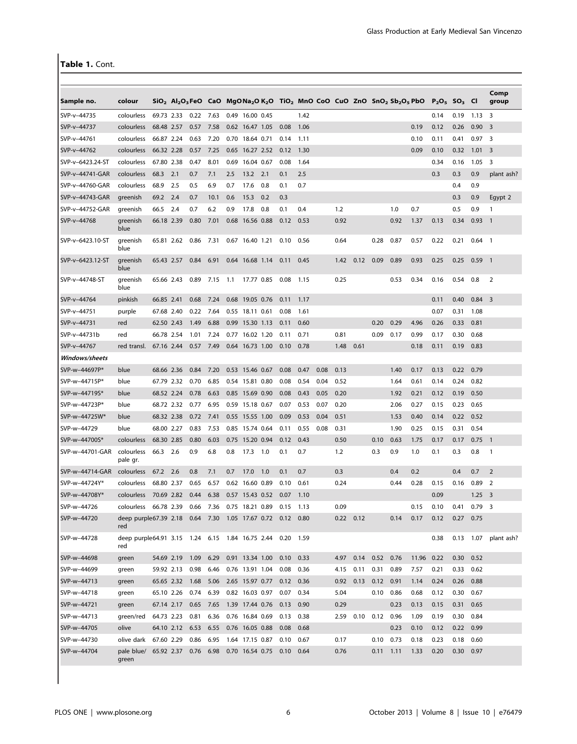**Table 1.** Cont.

| Sample no. | colour | $SiO_2$ | $Al_2O_3$ | FeO | CaO | MgO | $Na_2O$ | $K_2O$ | $TiO_2$ | MnO | CoO | CuO | ZnO | $SnO_2$ | $Sb_2O_5$ | PbO | $P_2O_5$ | $SO_3$ | Cl | Comp group |
|---|---|---|---|---|---|---|---|---|---|---|---|---|---|---|---|---|---|---|---|---|
| SVP-v–44735 | colourless | 69.73 | 2.33 | 0.22 | 7.63 | 0.49 | 16.00 | 0.45 | | 1.42 | | | | | | | 0.14 | 0.19 | 1.13 | 3 |
| SVP-v–44737 | colourless | 68.48 | 2.57 | 0.57 | 7.58 | 0.62 | 16.47 | 1.05 | 0.08 | 1.06 | | | | | | 0.19 | 0.12 | 0.26 | 0.90 | 3 |
| SVP-v–44761 | colourless | 66.87 | 2.24 | 0.63 | 7.20 | 0.70 | 18.64 | 0.71 | 0.14 | 1.11 | | | | | | 0.10 | 0.11 | 0.41 | 0.97 | 3 |
| SVP-v–44762 | colourless | 66.32 | 2.28 | 0.57 | 7.25 | 0.65 | 16.27 | 2.52 | 0.12 | 1.30 | | | | | | 0.09 | 0.10 | 0.32 | 1.01 | 3 |
| SVP-v–6423.24-ST | colourless | 67.80 | 2.38 | 0.47 | 8.01 | 0.69 | 16.04 | 0.67 | 0.08 | 1.64 | | | | | | | 0.34 | 0.16 | 1.05 | 3 |
| SVP-v–44741-GAR | colourless | 68.3 | 2.1 | 0.7 | 7.1 | 2.5 | 13.2 | 2.1 | 0.1 | 2.5 | | | | | | | 0.3 | 0.3 | 0.9 | plant ash? |
| SVP-v–44760-GAR | colourless | 68.9 | 2.5 | 0.5 | 6.9 | 0.7 | 17.6 | 0.8 | 0.1 | 0.7 | | | | | | | | 0.4 | 0.9 | |
| SVP-v–44743-GAR | greenish | 69.2 | 2.4 | 0.7 | 10.1 | 0.6 | 15.3 | 0.2 | 0.3 | | | | | | | | | 0.3 | 0.9 | Egypt 2 |
| SVP-v–44752-GAR | greenish | 66.5 | 2.4 | 0.7 | 6.2 | 0.9 | 17.8 | 0.8 | 0.1 | 0.4 | | 1.2 | | | 1.0 | 0.7 | | 0.5 | 0.9 | 1 |
| SVP-v–44768 | greenish blue | 66.18 | 2.39 | 0.80 | 7.01 | 0.68 | 16.56 | 0.88 | 0.12 | 0.53 | | 0.92 | | | 0.92 | 1.37 | 0.13 | 0.34 | 0.93 | 1 |
| SVP-v–6423.10-ST | greenish blue | 65.81 | 2.62 | 0.86 | 7.31 | 0.67 | 16.40 | 1.21 | 0.10 | 0.56 | | 0.64 | | 0.28 | 0.87 | 0.57 | 0.22 | 0.21 | 0.64 | 1 |
| SVP-v–6423.12-ST | greenish blue | 65.43 | 2.57 | 0.84 | 6.91 | 0.64 | 16.68 | 1.14 | 0.11 | 0.45 | | 1.42 | 0.12 | 0.09 | 0.89 | 0.93 | 0.25 | 0.25 | 0.59 | 1 |
| SVP-v–44748-ST | greenish blue | 65.66 | 2.43 | 0.89 | 7.15 | 1.1 | 17.77 | 0.85 | 0.08 | 1.15 | | 0.25 | | | 0.53 | 0.34 | 0.16 | 0.54 | 0.8 | 2 |
| SVP-v–44764 | pinkish | 66.85 | 2.41 | 0.68 | 7.24 | 0.68 | 19.05 | 0.76 | 0.11 | 1.17 | | | | | | | 0.11 | 0.40 | 0.84 | 3 |
| SVP-v–44751 | purple | 67.68 | 2.40 | 0.22 | 7.64 | 0.55 | 18.11 | 0.61 | 0.08 | 1.61 | | | | | | | 0.07 | 0.31 | 1.08 | |
| SVP-v–44731 | red | 62.50 | 2.43 | 1.49 | 6.88 | 0.99 | 15.30 | 1.13 | 0.11 | 0.60 | | | | 0.20 | 0.29 | 4.96 | 0.26 | 0.33 | 0.81 | |
| SVP-v–44731b | red | 66.78 | 2.54 | 1.01 | 7.24 | 0.77 | 16.02 | 1.20 | 0.11 | 0.71 | | 0.81 | | 0.09 | 0.17 | 0.99 | 0.17 | 0.30 | 0.68 | |
| SVP-v–44767 | red transl. | 67.16 | 2.44 | 0.57 | 7.49 | 0.64 | 16.73 | 1.00 | 0.10 | 0.78 | | 1.48 | 0.61 | | | 0.18 | 0.11 | 0.19 | 0.83 | |
| ***Windows/sheets*** | | | | | | | | | | | | | | | | | | | | |
| SVP-w–44697P* | blue | 68.66 | 2.36 | 0.84 | 7.20 | 0.53 | 15.46 | 0.67 | 0.08 | 0.47 | 0.08 | 0.13 | | | 1.40 | 0.17 | 0.13 | 0.22 | 0.79 | |
| SVP-w–44715P* | blue | 67.79 | 2.32 | 0.70 | 6.85 | 0.54 | 15.81 | 0.80 | 0.08 | 0.54 | 0.04 | 0.52 | | | 1.64 | 0.61 | 0.14 | 0.24 | 0.82 | |
| SVP-w–44719S* | blue | 68.52 | 2.24 | 0.78 | 6.63 | 0.85 | 15.69 | 0.90 | 0.08 | 0.43 | 0.05 | 0.20 | | | 1.92 | 0.21 | 0.12 | 0.19 | 0.50 | |
| SVP-w–44723P* | blue | 68.72 | 2.32 | 0.77 | 6.95 | 0.59 | 15.18 | 0.67 | 0.07 | 0.53 | 0.07 | 0.20 | | | 2.06 | 0.27 | 0.15 | 0.23 | 0.65 | |
| SVP-w–44725W* | blue | 68.32 | 2.38 | 0.72 | 7.41 | 0.55 | 15.55 | 1.00 | 0.09 | 0.53 | 0.04 | 0.51 | | | 1.53 | 0.40 | 0.14 | 0.22 | 0.52 | |
| SVP-w–44729 | blue | 68.00 | 2.27 | 0.83 | 7.53 | 0.85 | 15.74 | 0.64 | 0.11 | 0.55 | 0.08 | 0.31 | | | 1.90 | 0.25 | 0.15 | 0.31 | 0.54 | |
| SVP-w–44700S* | colourless | 68.30 | 2.85 | 0.80 | 6.03 | 0.75 | 15.20 | 0.94 | 0.12 | 0.43 | | 0.50 | | 0.10 | 0.63 | 1.75 | 0.17 | 0.17 | 0.75 | 1 |
| SVP-w–44701-GAR | colourless pale gr. | 66.3 | 2.6 | 0.9 | 6.8 | 0.8 | 17.3 | 1.0 | 0.1 | 0.7 | | 1.2 | | 0.3 | 0.9 | 1.0 | 0.1 | 0.3 | 0.8 | 1 |
| SVP-w–44714-GAR | colourless | 67.2 | 2.6 | 0.8 | 7.1 | 0.7 | 17.0 | 1.0 | 0.1 | 0.7 | | 0.3 | | | 0.4 | 0.2 | | 0.4 | 0.7 | 2 |
| SVP-w–44724Y* | colourless | 68.80 | 2.37 | 0.65 | 6.57 | 0.62 | 16.60 | 0.89 | 0.10 | 0.61 | | 0.24 | | | 0.44 | 0.28 | 0.15 | 0.16 | 0.89 | 2 |
| SVP-w–44708Y* | colourless | 70.69 | 2.82 | 0.44 | 6.38 | 0.57 | 15.43 | 0.52 | 0.07 | 1.10 | | | | | | | 0.09 | | 1.25 | 3 |
| SVP-w–44726 | colourless | 66.78 | 2.39 | 0.66 | 7.36 | 0.75 | 18.21 | 0.89 | 0.15 | 1.13 | | 0.09 | | | | 0.15 | 0.10 | 0.41 | 0.79 | 3 |
| SVP-w–44720 | deep purple red | 67.39 | 2.18 | 0.64 | 7.30 | 1.05 | 17.67 | 0.72 | 0.12 | 0.80 | | 0.22 | 0.12 | | 0.14 | 0.17 | 0.12 | 0.27 | 0.75 | |
| SVP-w–44728 | deep purple red | 64.91 | 3.15 | 1.24 | 6.15 | 1.84 | 16.75 | 2.44 | 0.20 | 1.59 | | | | | | | 0.38 | 0.13 | 1.07 | plant ash? |
| SVP-w–44698 | green | 54.69 | 2.19 | 1.09 | 6.29 | 0.91 | 13.34 | 1.00 | 0.10 | 0.33 | | 4.97 | 0.14 | 0.52 | 0.76 | 11.96 | 0.22 | 0.30 | 0.52 | |
| SVP-w–44699 | green | 59.92 | 2.13 | 0.98 | 6.46 | 0.76 | 13.91 | 1.04 | 0.08 | 0.36 | | 4.15 | 0.11 | 0.31 | 0.89 | 7.57 | 0.21 | 0.33 | 0.62 | |
| SVP-w–44713 | green | 65.65 | 2.32 | 1.68 | 5.06 | 2.65 | 15.97 | 0.77 | 0.12 | 0.36 | | 0.92 | 0.13 | 0.12 | 0.91 | 1.14 | 0.24 | 0.26 | 0.88 | |
| SVP-w–44718 | green | 65.10 | 2.26 | 0.74 | 6.39 | 0.82 | 16.03 | 0.97 | 0.07 | 0.34 | | 5.04 | | 0.10 | 0.86 | 0.68 | 0.12 | 0.30 | 0.67 | |
| SVP-w–44721 | green | 67.14 | 2.17 | 0.65 | 7.65 | 1.39 | 17.44 | 0.76 | 0.13 | 0.90 | | 0.29 | | | 0.23 | 0.13 | 0.15 | 0.31 | 0.65 | |
| SVP-w–44713 | green/red | 64.73 | 2.23 | 0.81 | 6.36 | 0.76 | 16.84 | 0.69 | 0.13 | 0.38 | | 2.59 | 0.10 | 0.12 | 0.96 | 1.09 | 0.19 | 0.30 | 0.84 | |
| SVP-w–44705 | olive | 64.10 | 2.12 | 6.53 | 6.55 | 0.76 | 16.05 | 0.88 | 0.08 | 0.68 | | | | | 0.23 | 0.10 | 0.12 | 0.22 | 0.99 | |
| SVP-w–44730 | olive dark | 67.60 | 2.29 | 0.86 | 6.95 | 1.64 | 17.15 | 0.87 | 0.10 | 0.67 | | 0.17 | | 0.10 | 0.73 | 0.18 | 0.23 | 0.18 | 0.60 | |
| SVP-w–44704 | pale blue/ green | 65.92 | 2.37 | 0.76 | 6.98 | 0.70 | 16.54 | 0.75 | 0.10 | 0.64 | | 0.76 | | 0.11 | 1.11 | 1.33 | 0.20 | 0.30 | 0.97 | |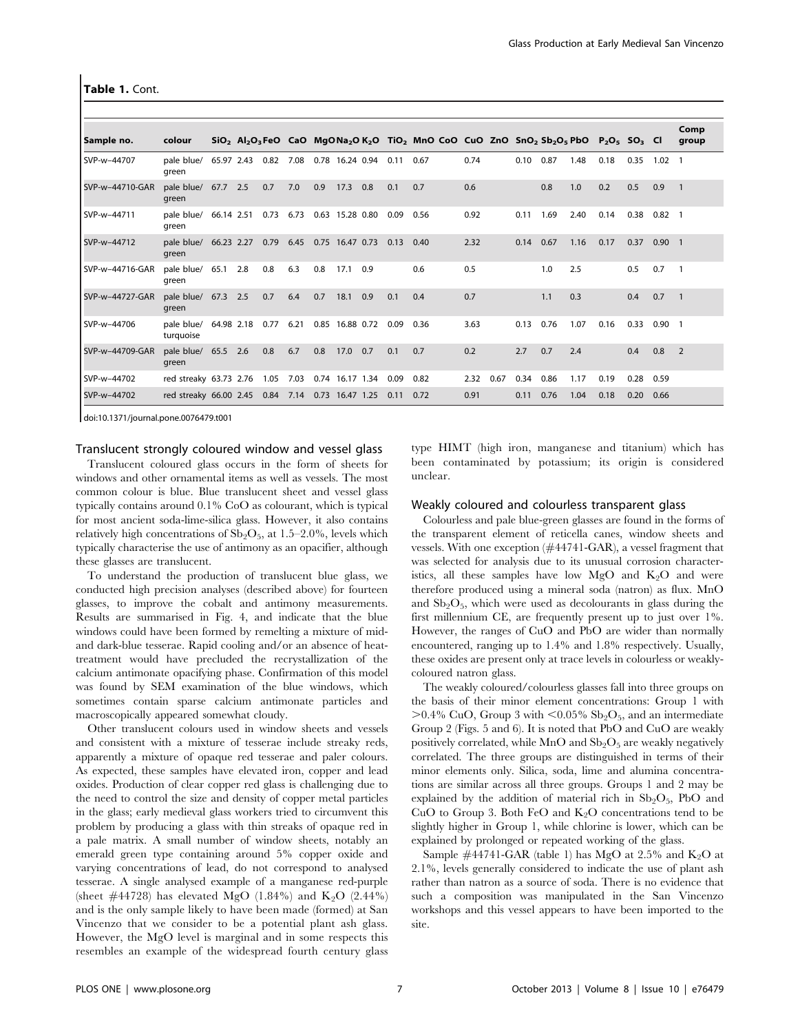**Table 1.** Cont.

| Sample no. | colour | $SiO_2$ | $Al_2O_3$ | FeO | CaO | MgO | $Na_2O$ | $K_2O$ | $TiO_2$ | MnO | CoO | CuO | ZnO | $SnO_2$ | $Sb_2O_5$ | PbO | $P_2O_5$ | $SO_3$ | Cl | Comp group |
|---|---|---|---|---|---|---|---|---|---|---|---|---|---|---|---|---|---|---|---|---|
| SVP-w-44707 | pale blue/green | 65.97 | 2.43 | 0.82 | 7.08 | 0.78 | 16.24 | 0.94 | 0.11 | 0.67 | | 0.74 | | 0.10 | 0.87 | 1.48 | 0.18 | 0.35 | 1.02 | 1 |
| SVP-w-44710-GAR | pale blue/green | 67.7 | 2.5 | 0.7 | 7.0 | 0.9 | 17.3 | 0.8 | 0.1 | 0.7 | | 0.6 | | | 0.8 | 1.0 | 0.2 | 0.5 | 0.9 | 1 |
| SVP-w-44711 | pale blue/green | 66.14 | 2.51 | 0.73 | 6.73 | 0.63 | 15.28 | 0.80 | 0.09 | 0.56 | | 0.92 | | 0.11 | 1.69 | 2.40 | 0.14 | 0.38 | 0.82 | 1 |
| SVP-w-44712 | pale blue/green | 66.23 | 2.27 | 0.79 | 6.45 | 0.75 | 16.47 | 0.73 | 0.13 | 0.40 | | 2.32 | | 0.14 | 0.67 | 1.16 | 0.17 | 0.37 | 0.90 | 1 |
| SVP-w-44716-GAR | pale blue/green | 65.1 | 2.8 | 0.8 | 6.3 | 0.8 | 17.1 | 0.9 | | 0.6 | | 0.5 | | | 1.0 | 2.5 | | 0.5 | 0.7 | 1 |
| SVP-w-44727-GAR | pale blue/green | 67.3 | 2.5 | 0.7 | 6.4 | 0.7 | 18.1 | 0.9 | 0.1 | 0.4 | | 0.7 | | | 1.1 | 0.3 | | 0.4 | 0.7 | 1 |
| SVP-w-44706 | pale blue/turquoise | 64.98 | 2.18 | 0.77 | 6.21 | 0.85 | 16.88 | 0.72 | 0.09 | 0.36 | | 3.63 | | 0.13 | 0.76 | 1.07 | 0.16 | 0.33 | 0.90 | 1 |
| SVP-w-44709-GAR | pale blue/green | 65.5 | 2.6 | 0.8 | 6.7 | 0.8 | 17.0 | 0.7 | 0.1 | 0.7 | | 0.2 | | 2.7 | 0.7 | 2.4 | | 0.4 | 0.8 | 2 |
| SVP-w-44702 | red streaky | 63.73 | 2.76 | 1.05 | 7.03 | 0.74 | 16.17 | 1.34 | 0.09 | 0.82 | | 2.32 | 0.67 | 0.34 | 0.86 | 1.17 | 0.19 | 0.28 | 0.59 | |
| SVP-w-44702 | red streaky | 66.00 | 2.45 | 0.84 | 7.14 | 0.73 | 16.47 | 1.25 | 0.11 | 0.72 | | 0.91 | | 0.11 | 0.76 | 1.04 | 0.18 | 0.20 | 0.66 | |

doi:10.1371/journal.pone.0076479.t001

### Translucent strongly coloured window and vessel glass

Translucent coloured glass occurs in the form of sheets for windows and other ornamental items as well as vessels. The most common colour is blue. Blue translucent sheet and vessel glass typically contains around 0.1% CoO as colourant, which is typical for most ancient soda-lime-silica glass. However, it also contains relatively high concentrations of $Sb_2O_5$, at 1.5–2.0%, levels which typically characterise the use of antimony as an opacifier, although these glasses are translucent.

To understand the production of translucent blue glass, we conducted high precision analyses (described above) for fourteen glasses, to improve the cobalt and antimony measurements. Results are summarised in Fig. 4, and indicate that the blue windows could have been formed by remelting a mixture of mid- and dark-blue tesserae. Rapid cooling and/or an absence of heat-treatment would have precluded the recrystallization of the calcium antimonate opacifying phase. Confirmation of this model was found by SEM examination of the blue windows, which sometimes contain sparse calcium antimonate particles and macroscopically appeared somewhat cloudy.

Other translucent colours used in window sheets and vessels and consistent with a mixture of tesserae include streaky reds, apparently a mixture of opaque red tesserae and paler colours. As expected, these samples have elevated iron, copper and lead oxides. Production of clear copper red glass is challenging due to the need to control the size and density of copper metal particles in the glass; early medieval glass workers tried to circumvent this problem by producing a glass with thin streaks of opaque red in a pale matrix. A small number of window sheets, notably an emerald green type containing around 5% copper oxide and varying concentrations of lead, do not correspond to analysed tesserae. A single analysed example of a manganese red-purple (sheet #44728) has elevated MgO (1.84%) and $K_2O$ (2.44%) and is the only sample likely to have been made (formed) at San Vincenzo that we consider to be a potential plant ash glass. However, the MgO level is marginal and in some respects this resembles an example of the widespread fourth century glass type HIMT (high iron, manganese and titanium) which has been contaminated by potassium; its origin is considered unclear.

### Weakly coloured and colourless transparent glass

Colourless and pale blue-green glasses are found in the forms of the transparent element of reticella canes, window sheets and vessels. With one exception (#44741-GAR), a vessel fragment that was selected for analysis due to its unusual corrosion characteristics, all these samples have low MgO and $K_2O$ and were therefore produced using a mineral soda (natron) as flux. MnO and $Sb_2O_5$, which were used as decolourants in glass during the first millennium CE, are frequently present up to just over 1%. However, the ranges of CuO and PbO are wider than normally encountered, ranging up to 1.4% and 1.8% respectively. Usually, these oxides are present only at trace levels in colourless or weakly-coloured natron glass.

The weakly coloured/colourless glasses fall into three groups on the basis of their minor element concentrations: Group 1 with >0.4% CuO, Group 3 with <0.05% $Sb_2O_5$, and an intermediate Group 2 (Figs. 5 and 6). It is noted that PbO and CuO are weakly positively correlated, while MnO and $Sb_2O_5$ are weakly negatively correlated. The three groups are distinguished in terms of their minor elements only. Silica, soda, lime and alumina concentrations are similar across all three groups. Groups 1 and 2 may be explained by the addition of material rich in $Sb_2O_5$, PbO and CuO to Group 3. Both FeO and $K_2O$ concentrations tend to be slightly higher in Group 1, while chlorine is lower, which can be explained by prolonged or repeated working of the glass.

Sample #44741-GAR (table 1) has MgO at 2.5% and $K_2O$ at 2.1%, levels generally considered to indicate the use of plant ash rather than natron as a source of soda. There is no evidence that such a composition was manipulated in the San Vincenzo workshops and this vessel appears to have been imported to the site.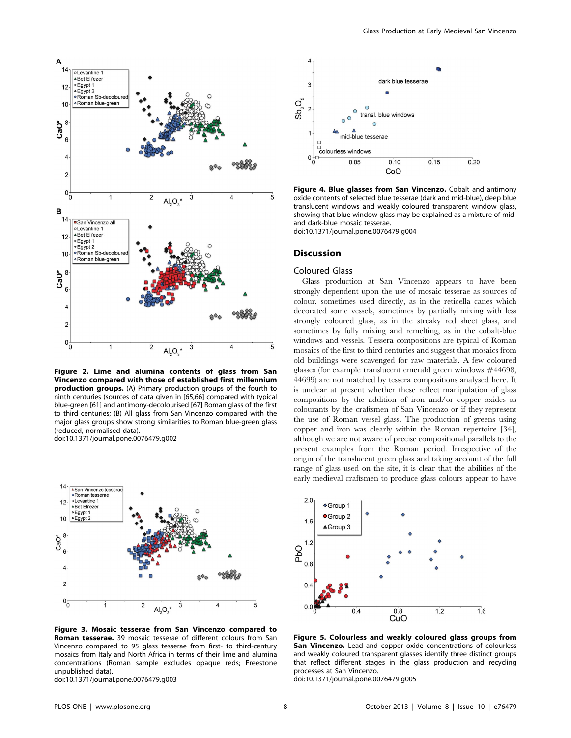A

Levantine 1
Bet Eli'ezer
Egypt 1
Egypt 2
Roman Sb-decoloured
Roman blue-green

CaO*
$Al_2O_3$*

B

San Vincenzo all
Levantine 1
Bet Eli'ezer
Egypt 1
Egypt 2
Roman Sb-decoloured
Roman blue-green

CaO*
$Al_2O_3$*

**Figure 2. Lime and alumina contents of glass from San Vincenzo compared with those of established first millennium production groups.** (A) Primary production groups of the fourth to ninth centuries (sources of data given in [65,66] compared with typical blue-green [61] and antimony-decolourised [67] Roman glass of the first to third centuries; (B) All glass from San Vincenzo compared with the major glass groups show strong similarities to Roman blue-green glass (reduced, normalised data).
doi:10.1371/journal.pone.0076479.g002

San Vincenzo tesserae
Roman tesserae
Levantine 1
Bet Eli'ezer
Egypt 1
Egypt 2

CaO*
$Al_2O_3$*

**Figure 3. Mosaic tesserae from San Vincenzo compared to Roman tesserae.** 39 mosaic tesserae of different colours from San Vincenzo compared to 95 glass tesserae from first- to third-century mosaics from Italy and North Africa in terms of their lime and alumina concentrations (Roman sample excludes opaque reds; Freestone unpublished data).
doi:10.1371/journal.pone.0076479.g003

dark blue tesserae
transl. blue windows
mid-blue tesserae
colourless windows

$Sb_2O_5$
CoO

**Figure 4. Blue glasses from San Vincenzo.** Cobalt and antimony oxide contents of selected blue tesserae (dark and mid-blue), deep blue translucent windows and weakly coloured transparent window glass, showing that blue window glass may be explained as a mixture of mid- and dark-blue mosaic tesserae.
doi:10.1371/journal.pone.0076479.g004

## Discussion

### Coloured Glass

Glass production at San Vincenzo appears to have been strongly dependent upon the use of mosaic tesserae as sources of colour, sometimes used directly, as in the reticella canes which decorated some vessels, sometimes by partially mixing with less strongly coloured glass, as in the streaky red sheet glass, and sometimes by fully mixing and remelting, as in the cobalt-blue windows and vessels. Tessera compositions are typical of Roman mosaics of the first to third centuries and suggest that mosaics from old buildings were scavenged for raw materials. A few coloured glasses (for example translucent emerald green windows #44698, 44699) are not matched by tessera compositions analysed here. It is unclear at present whether these reflect manipulation of glass compositions by the addition of iron and/or copper oxides as colourants by the craftsmen of San Vincenzo or if they represent the use of Roman vessel glass. The production of greens using copper and iron was clearly within the Roman repertoire [34], although we are not aware of precise compositional parallels to the present examples from the Roman period. Irrespective of the origin of the translucent green glass and taking account of the full range of glass used on the site, it is clear that the abilities of the early medieval craftsmen to produce glass colours appear to have

Group 1
Group 2
Group 3

PbO
CuO

**Figure 5. Colourless and weakly coloured glass groups from San Vincenzo.** Lead and copper oxide concentrations of colourless and weakly coloured transparent glasses identify three distinct groups that reflect different stages in the glass production and recycling processes at San Vincenzo.
doi:10.1371/journal.pone.0076479.g005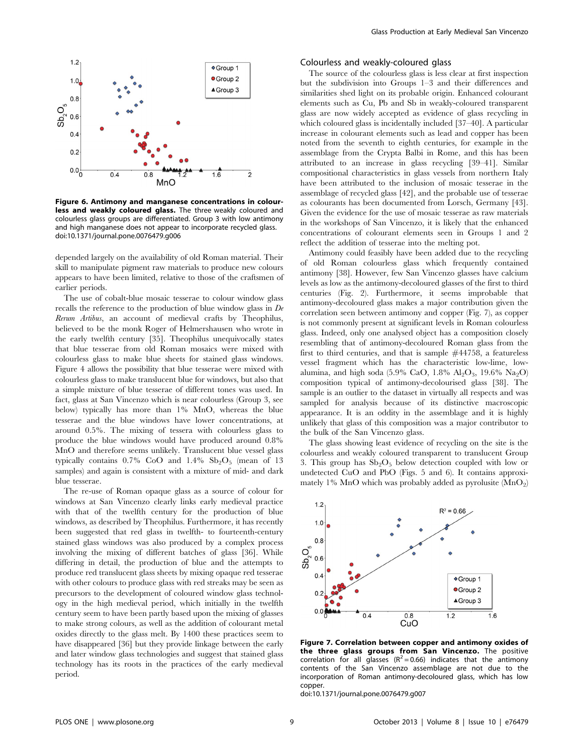1.2
1.0
0.8
0.6
0.4
0.2
0.0
$Sb_2O_5$
0
0.4
0.8
1.2
1.6
2
MnO
Group 1
Group 2
Group 3

**Figure 6. Antimony and manganese concentrations in colourless and weakly coloured glass.** The three weakly coloured and colourless glass groups are differentiated. Group 3 with low antimony and high manganese does not appear to incorporate recycled glass.
doi:10.1371/journal.pone.0076479.g006

depended largely on the availability of old Roman material. Their skill to manipulate pigment raw materials to produce new colours appears to have been limited, relative to those of the craftsmen of earlier periods.

The use of cobalt-blue mosaic tesserae to colour window glass recalls the reference to the production of blue window glass in *De Rerum Artibus*, an account of medieval crafts by Theophilus, believed to be the monk Roger of Helmershausen who wrote in the early twelfth century [35]. Theophilus unequivocally states that blue tesserae from old Roman mosaics were mixed with colourless glass to make blue sheets for stained glass windows. Figure 4 allows the possibility that blue tesserae were mixed with colourless glass to make translucent blue for windows, but also that a simple mixture of blue tesserae of different tones was used. In fact, glass at San Vincenzo which is near colourless (Group 3, see below) typically has more than 1% MnO, whereas the blue tesserae and the blue windows have lower concentrations, at around 0.5%. The mixing of tessera with colourless glass to produce the blue windows would have produced around 0.8% MnO and therefore seems unlikely. Translucent blue vessel glass typically contains 0.7% CoO and 1.4% $Sb_2O_5$ (mean of 13 samples) and again is consistent with a mixture of mid- and dark blue tesserae.

The re-use of Roman opaque glass as a source of colour for windows at San Vincenzo clearly links early medieval practice with that of the twelfth century for the production of blue windows, as described by Theophilus. Furthermore, it has recently been suggested that red glass in twelfth- to fourteenth-century stained glass windows was also produced by a complex process involving the mixing of different batches of glass [36]. While differing in detail, the production of blue and the attempts to produce red translucent glass sheets by mixing opaque red tesserae with other colours to produce glass with red streaks may be seen as precursors to the development of coloured window glass technology in the high medieval period, which initially in the twelfth century seem to have been partly based upon the mixing of glasses to make strong colours, as well as the addition of colourant metal oxides directly to the glass melt. By 1400 these practices seem to have disappeared [36] but they provide linkage between the early and later window glass technologies and suggest that stained glass technology has its roots in the practices of the early medieval period.

### Colourless and weakly-coloured glass

The source of the colourless glass is less clear at first inspection but the subdivision into Groups 1–3 and their differences and similarities shed light on its probable origin. Enhanced colourant elements such as Cu, Pb and Sb in weakly-coloured transparent glass are now widely accepted as evidence of glass recycling in which coloured glass is incidentally included [37–40]. A particular increase in colourant elements such as lead and copper has been noted from the seventh to eighth centuries, for example in the assemblage from the Crypta Balbi in Rome, and this has been attributed to an increase in glass recycling [39–41]. Similar compositional characteristics in glass vessels from northern Italy have been attributed to the inclusion of mosaic tesserae in the assemblage of recycled glass [42], and the probable use of tesserae as colourants has been documented from Lorsch, Germany [43]. Given the evidence for the use of mosaic tesserae as raw materials in the workshops of San Vincenzo, it is likely that the enhanced concentrations of colourant elements seen in Groups 1 and 2 reflect the addition of tesserae into the melting pot.

Antimony could feasibly have been added due to the recycling of old Roman colourless glass which frequently contained antimony [38]. However, few San Vincenzo glasses have calcium levels as low as the antimony-decoloured glasses of the first to third centuries (Fig. 2). Furthermore, it seems improbable that antimony-decoloured glass makes a major contribution given the correlation seen between antimony and copper (Fig. 7), as copper is not commonly present at significant levels in Roman colourless glass. Indeed, only one analysed object has a composition closely resembling that of antimony-decoloured Roman glass from the first to third centuries, and that is sample #44758, a featureless vessel fragment which has the characteristic low-lime, low-alumina, and high soda (5.9% CaO, 1.8% $Al_2O_3$, 19.6% $Na_2O$) composition typical of antimony-decolourised glass [38]. The sample is an outlier to the dataset in virtually all respects and was sampled for analysis because of its distinctive macroscopic appearance. It is an oddity in the assemblage and it is highly unlikely that glass of this composition was a major contributor to the bulk of the San Vincenzo glass.

The glass showing least evidence of recycling on the site is the colourless and weakly coloured transparent to translucent Group 3. This group has $Sb_2O_5$ below detection coupled with low or undetected CuO and PbO (Figs. 5 and 6). It contains approximately 1% MnO which was probably added as pyrolusite ($MnO_2$)

1.2
1.0
0.8
0.6
0.4
0.2
0.0
$Sb_2O_5$
$R^2 = 0.66$
0.4
0.8
1.2
1.6
CuO
Group 1
Group 2
Group 3

**Figure 7. Correlation between copper and antimony oxides of the three glass groups from San Vincenzo.** The positive correlation for all glasses ($R^2 = 0.66$) indicates that the antimony contents of the San Vincenzo assemblage are not due to the incorporation of Roman antimony-decoloured glass, which has low copper.
doi:10.1371/journal.pone.0076479.g007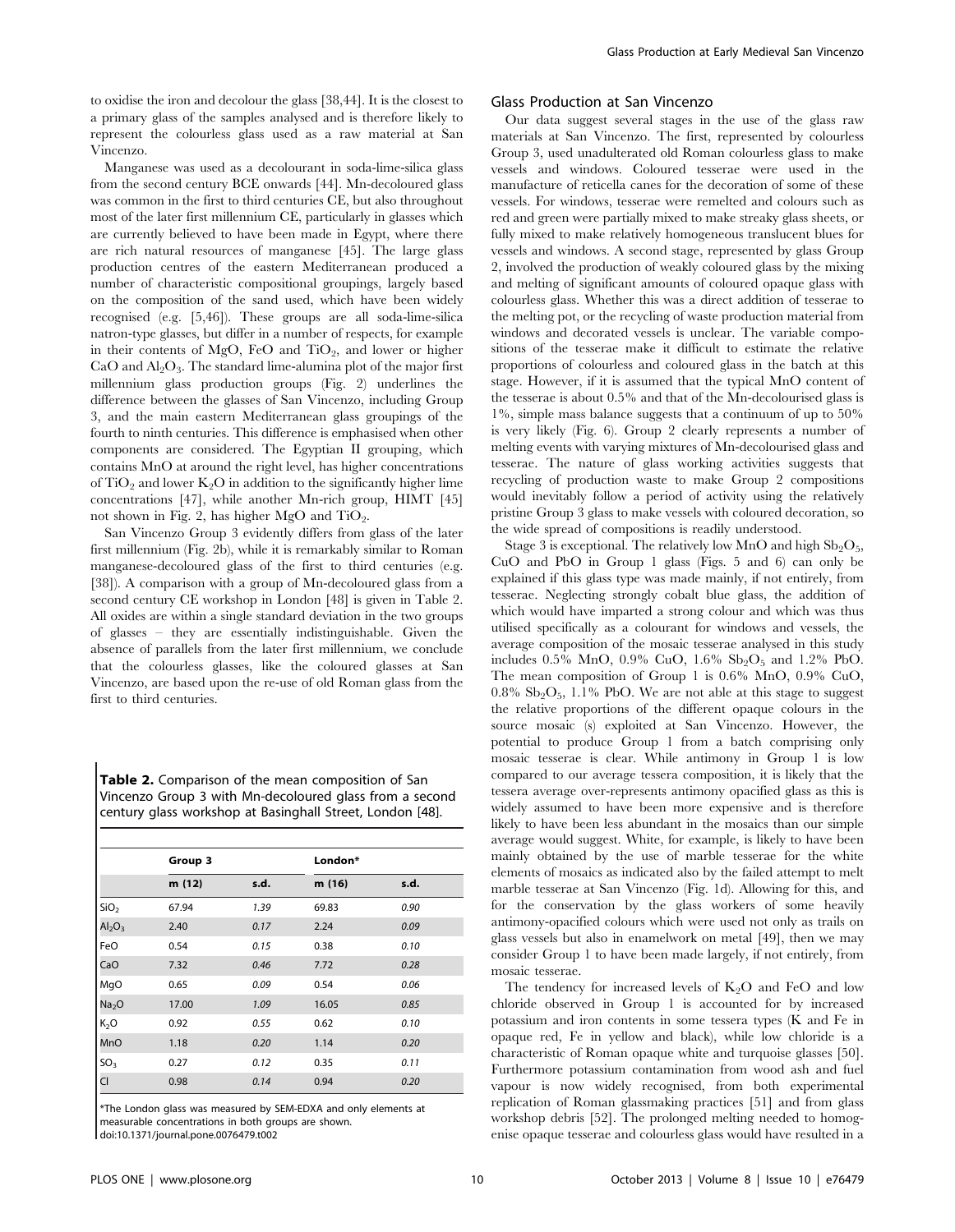to oxidise the iron and decolour the glass [38,44]. It is the closest to a primary glass of the samples analysed and is therefore likely to represent the colourless glass used as a raw material at San Vincenzo.

Manganese was used as a decolourant in soda-lime-silica glass from the second century BCE onwards [44]. Mn-decoloured glass was common in the first to third centuries CE, but also throughout most of the later first millennium CE, particularly in glasses which are currently believed to have been made in Egypt, where there are rich natural resources of manganese [45]. The large glass production centres of the eastern Mediterranean produced a number of characteristic compositional groupings, largely based on the composition of the sand used, which have been widely recognised (e.g. [5,46]). These groups are all soda-lime-silica natron-type glasses, but differ in a number of respects, for example in their contents of MgO, FeO and $TiO_2$, and lower or higher CaO and $Al_2O_3$. The standard lime-alumina plot of the major first millennium glass production groups (Fig. 2) underlines the difference between the glasses of San Vincenzo, including Group 3, and the main eastern Mediterranean glass groupings of the fourth to ninth centuries. This difference is emphasised when other components are considered. The Egyptian II grouping, which contains MnO at around the right level, has higher concentrations of $TiO_2$ and lower $K_2O$ in addition to the significantly higher lime concentrations [47], while another Mn-rich group, HIMT [45] not shown in Fig. 2, has higher MgO and $TiO_2$.

San Vincenzo Group 3 evidently differs from glass of the later first millennium (Fig. 2b), while it is remarkably similar to Roman manganese-decoloured glass of the first to third centuries (e.g. [38]). A comparison with a group of Mn-decoloured glass from a second century CE workshop in London [48] is given in Table 2. All oxides are within a single standard deviation in the two groups of glasses – they are essentially indistinguishable. Given the absence of parallels from the later first millennium, we conclude that the colourless glasses, like the coloured glasses at San Vincenzo, are based upon the re-use of old Roman glass from the first to third centuries.

**Table 2.** Comparison of the mean composition of San Vincenzo Group 3 with Mn-decoloured glass from a second century glass workshop at Basinghall Street, London [48].

| | Group 3 | | London* | |
|---|---|---|---|---|
| | m (12) | s.d. | m (16) | s.d. |
| $SiO_2$ | 67.94 | 1.39 | 69.83 | 0.90 |
| $Al_2O_3$ | 2.40 | 0.17 | 2.24 | 0.09 |
| FeO | 0.54 | 0.15 | 0.38 | 0.10 |
| CaO | 7.32 | 0.46 | 7.72 | 0.28 |
| MgO | 0.65 | 0.09 | 0.54 | 0.06 |
| $Na_2O$ | 17.00 | 1.09 | 16.05 | 0.85 |
| $K_2O$ | 0.92 | 0.55 | 0.62 | 0.10 |
| MnO | 1.18 | 0.20 | 1.14 | 0.20 |
| $SO_3$ | 0.27 | 0.12 | 0.35 | 0.11 |
| Cl | 0.98 | 0.14 | 0.94 | 0.20 |

*The London glass was measured by SEM-EDXA and only elements at measurable concentrations in both groups are shown.
doi:10.1371/journal.pone.0076479.t002

## Glass Production at San Vincenzo

Our data suggest several stages in the use of the glass raw materials at San Vincenzo. The first, represented by colourless Group 3, used unadulterated old Roman colourless glass to make vessels and windows. Coloured tesserae were used in the manufacture of reticella canes for the decoration of some of these vessels. For windows, tesserae were remelted and colours such as red and green were partially mixed to make streaky glass sheets, or fully mixed to make relatively homogeneous translucent blues for vessels and windows. A second stage, represented by glass Group 2, involved the production of weakly coloured glass by the mixing and melting of significant amounts of coloured opaque glass with colourless glass. Whether this was a direct addition of tesserae to the melting pot, or the recycling of waste production material from windows and decorated vessels is unclear. The variable compositions of the tesserae make it difficult to estimate the relative proportions of colourless and coloured glass in the batch at this stage. However, if it is assumed that the typical MnO content of the tesserae is about 0.5% and that of the Mn-decolourised glass is 1%, simple mass balance suggests that a continuum of up to 50% is very likely (Fig. 6). Group 2 clearly represents a number of melting events with varying mixtures of Mn-decolourised glass and tesserae. The nature of glass working activities suggests that recycling of production waste to make Group 2 compositions would inevitably follow a period of activity using the relatively pristine Group 3 glass to make vessels with coloured decoration, so the wide spread of compositions is readily understood.

Stage 3 is exceptional. The relatively low MnO and high $Sb_2O_5$, CuO and PbO in Group 1 glass (Figs. 5 and 6) can only be explained if this glass type was made mainly, if not entirely, from tesserae. Neglecting strongly cobalt blue glass, the addition of which would have imparted a strong colour and which was thus utilised specifically as a colourant for windows and vessels, the average composition of the mosaic tesserae analysed in this study includes 0.5% MnO, 0.9% CuO, 1.6% $Sb_2O_5$ and 1.2% PbO. The mean composition of Group 1 is 0.6% MnO, 0.9% CuO, 0.8% $Sb_2O_5$, 1.1% PbO. We are not able at this stage to suggest the relative proportions of the different opaque colours in the source mosaic (s) exploited at San Vincenzo. However, the potential to produce Group 1 from a batch comprising only mosaic tesserae is clear. While antimony in Group 1 is low compared to our average tessera composition, it is likely that the tessera average over-represents antimony opacified glass as this is widely assumed to have been more expensive and is therefore likely to have been less abundant in the mosaics than our simple average would suggest. White, for example, is likely to have been mainly obtained by the use of marble tesserae for the white elements of mosaics as indicated also by the failed attempt to melt marble tesserae at San Vincenzo (Fig. 1d). Allowing for this, and for the conservation by the glass workers of some heavily antimony-opacified colours which were used not only as trails on glass vessels but also in enamelwork on metal [49], then we may consider Group 1 to have been made largely, if not entirely, from mosaic tesserae.

The tendency for increased levels of $K_2O$ and FeO and low chloride observed in Group 1 is accounted for by increased potassium and iron contents in some tessera types (K and Fe in opaque red, Fe in yellow and black), while low chloride is a characteristic of Roman opaque white and turquoise glasses [50]. Furthermore potassium contamination from wood ash and fuel vapour is now widely recognised, from both experimental replication of Roman glassmaking practices [51] and from glass workshop debris [52]. The prolonged melting needed to homogenise opaque tesserae and colourless glass would have resulted in a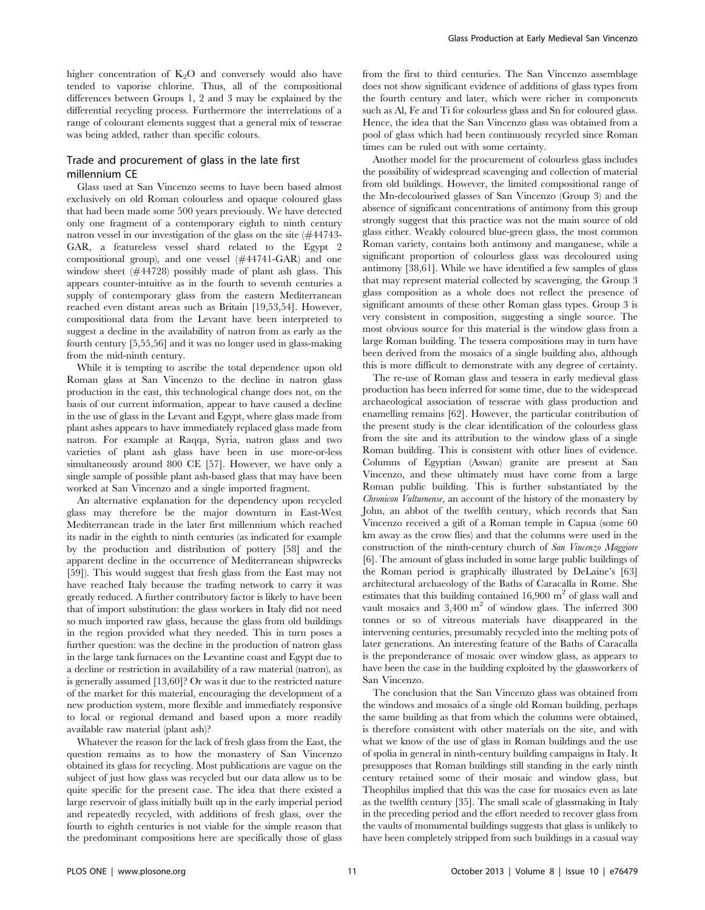higher concentration of $K_2O$ and conversely would also have tended to vaporise chlorine. Thus, all of the compositional differences between Groups 1, 2 and 3 may be explained by the differential recycling process. Furthermore the interrelations of a range of colourant elements suggest that a general mix of tesserae was being added, rather than specific colours.

## Trade and procurement of glass in the late first millennium CE

Glass used at San Vincenzo seems to have been based almost exclusively on old Roman colourless and opaque coloured glass that had been made some 500 years previously. We have detected only one fragment of a contemporary eighth to ninth century natron vessel in our investigation of the glass on the site (#44743-GAR, a featureless vessel shard related to the Egypt 2 compositional group), and one vessel (#44741-GAR) and one window sheet (#44728) possibly made of plant ash glass. This appears counter-intuitive as in the fourth to seventh centuries a supply of contemporary glass from the eastern Mediterranean reached even distant areas such as Britain [19,53,54]. However, compositional data from the Levant have been interpreted to suggest a decline in the availability of natron from as early as the fourth century [5,55,56] and it was no longer used in glass-making from the mid-ninth century.

While it is tempting to ascribe the total dependence upon old Roman glass at San Vincenzo to the decline in natron glass production in the east, this technological change does not, on the basis of our current information, appear to have caused a decline in the use of glass in the Levant and Egypt, where glass made from plant ashes appears to have immediately replaced glass made from natron. For example at Raqqa, Syria, natron glass and two varieties of plant ash glass have been in use more-or-less simultaneously around 800 CE [57]. However, we have only a single sample of possible plant ash-based glass that may have been worked at San Vincenzo and a single imported fragment.

An alternative explanation for the dependency upon recycled glass may therefore be the major downturn in East-West Mediterranean trade in the later first millennium which reached its nadir in the eighth to ninth centuries (as indicated for example by the production and distribution of pottery [58] and the apparent decline in the occurrence of Mediterranean shipwrecks [59]). This would suggest that fresh glass from the East may not have reached Italy because the trading network to carry it was greatly reduced. A further contributory factor is likely to have been that of import substitution: the glass workers in Italy did not need so much imported raw glass, because the glass from old buildings in the region provided what they needed. This in turn poses a further question: was the decline in the production of natron glass in the large tank furnaces on the Levantine coast and Egypt due to a decline or restriction in availability of a raw material (natron), as is generally assumed [13,60]? Or was it due to the restricted nature of the market for this material, encouraging the development of a new production system, more flexible and immediately responsive to local or regional demand and based upon a more readily available raw material (plant ash)?

Whatever the reason for the lack of fresh glass from the East, the question remains as to how the monastery of San Vincenzo obtained its glass for recycling. Most publications are vague on the subject of just how glass was recycled but our data allow us to be quite specific for the present case. The idea that there existed a large reservoir of glass initially built up in the early imperial period and repeatedly recycled, with additions of fresh glass, over the fourth to eighth centuries is not viable for the simple reason that the predominant compositions here are specifically those of glass from the first to third centuries. The San Vincenzo assemblage does not show significant evidence of additions of glass types from the fourth century and later, which were richer in components such as Al, Fe and Ti for colourless glass and Sn for coloured glass. Hence, the idea that the San Vincenzo glass was obtained from a pool of glass which had been continuously recycled since Roman times can be ruled out with some certainty.

Another model for the procurement of colourless glass includes the possibility of widespread scavenging and collection of material from old buildings. However, the limited compositional range of the Mn-decolourised glasses of San Vincenzo (Group 3) and the absence of significant concentrations of antimony from this group strongly suggest that this practice was not the main source of old glass either. Weakly coloured blue-green glass, the most common Roman variety, contains both antimony and manganese, while a significant proportion of colourless glass was decoloured using antimony [38,61]. While we have identified a few samples of glass that may represent material collected by scavenging, the Group 3 glass composition as a whole does not reflect the presence of significant amounts of these other Roman glass types. Group 3 is very consistent in composition, suggesting a single source. The most obvious source for this material is the window glass from a large Roman building. The tessera compositions may in turn have been derived from the mosaics of a single building also, although this is more difficult to demonstrate with any degree of certainty.

The re-use of Roman glass and tessera in early medieval glass production has been inferred for some time, due to the widespread archaeological association of tesserae with glass production and enamelling remains [62]. However, the particular contribution of the present study is the clear identification of the colourless glass from the site and its attribution to the window glass of a single Roman building. This is consistent with other lines of evidence. Columns of Egyptian (Aswan) granite are present at San Vincenzo, and these ultimately must have come from a large Roman public building. This is further substantiated by the *Chronicon Vulturnense*, an account of the history of the monastery by John, an abbot of the twelfth century, which records that San Vincenzo received a gift of a Roman temple in Capua (some 60 km away as the crow flies) and that the columns were used in the construction of the ninth-century church of *San Vincenzo Maggiore* [6]. The amount of glass included in some large public buildings of the Roman period is graphically illustrated by DeLaine's [63] architectural archaeology of the Baths of Caracalla in Rome. She estimates that this building contained 16,900 $m^2$ of glass wall and vault mosaics and 3,400 $m^2$ of window glass. The inferred 300 tonnes or so of vitreous materials have disappeared in the intervening centuries, presumably recycled into the melting pots of later generations. An interesting feature of the Baths of Caracalla is the preponderance of mosaic over window glass, as appears to have been the case in the building exploited by the glassworkers of San Vincenzo.

The conclusion that the San Vincenzo glass was obtained from the windows and mosaics of a single old Roman building, perhaps the same building as that from which the columns were obtained, is therefore consistent with other materials on the site, and with what we know of the use of glass in Roman buildings and the use of spolia in general in ninth-century building campaigns in Italy. It presupposes that Roman buildings still standing in the early ninth century retained some of their mosaic and window glass, but Theophilus implied that this was the case for mosaics even as late as the twelfth century [35]. The small scale of glassmaking in Italy in the preceding period and the effort needed to recover glass from the vaults of monumental buildings suggests that glass is unlikely to have been completely stripped from such buildings in a casual way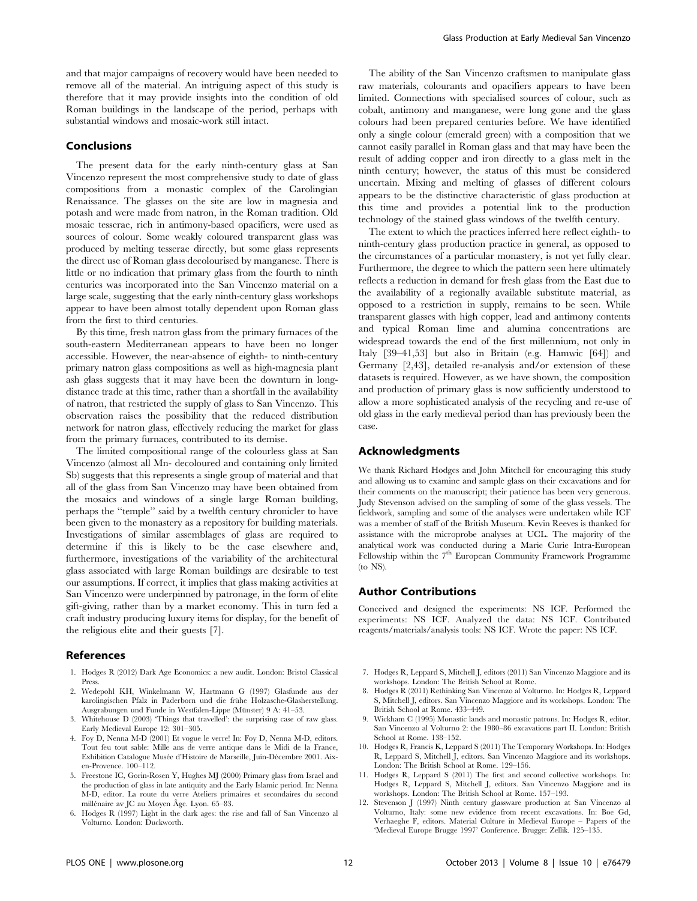and that major campaigns of recovery would have been needed to remove all of the material. An intriguing aspect of this study is therefore that it may provide insights into the condition of old Roman buildings in the landscape of the period, perhaps with substantial windows and mosaic-work still intact.

## Conclusions

The present data for the early ninth-century glass at San Vincenzo represent the most comprehensive study to date of glass compositions from a monastic complex of the Carolingian Renaissance. The glasses on the site are low in magnesia and potash and were made from natron, in the Roman tradition. Old mosaic tesserae, rich in antimony-based opacifiers, were used as sources of colour. Some weakly coloured transparent glass was produced by melting tesserae directly, but some glass represents the direct use of Roman glass decolourised by manganese. There is little or no indication that primary glass from the fourth to ninth centuries was incorporated into the San Vincenzo material on a large scale, suggesting that the early ninth-century glass workshops appear to have been almost totally dependent upon Roman glass from the first to third centuries.

By this time, fresh natron glass from the primary furnaces of the south-eastern Mediterranean appears to have been no longer accessible. However, the near-absence of eighth- to ninth-century primary natron glass compositions as well as high-magnesia plant ash glass suggests that it may have been the downturn in long-distance trade at this time, rather than a shortfall in the availability of natron, that restricted the supply of glass to San Vincenzo. This observation raises the possibility that the reduced distribution network for natron glass, effectively reducing the market for glass from the primary furnaces, contributed to its demise.

The limited compositional range of the colourless glass at San Vincenzo (almost all Mn- decoloured and containing only limited Sb) suggests that this represents a single group of material and that all of the glass from San Vincenzo may have been obtained from the mosaics and windows of a single large Roman building, perhaps the "temple" said by a twelfth century chronicler to have been given to the monastery as a repository for building materials. Investigations of similar assemblages of glass are required to determine if this is likely to be the case elsewhere and, furthermore, investigations of the variability of the architectural glass associated with large Roman buildings are desirable to test our assumptions. If correct, it implies that glass making activities at San Vincenzo were underpinned by patronage, in the form of elite gift-giving, rather than by a market economy. This in turn fed a craft industry producing luxury items for display, for the benefit of the religious elite and their guests [7].

The ability of the San Vincenzo craftsmen to manipulate glass raw materials, colourants and opacifiers appears to have been limited. Connections with specialised sources of colour, such as cobalt, antimony and manganese, were long gone and the glass colours had been prepared centuries before. We have identified only a single colour (emerald green) with a composition that we cannot easily parallel in Roman glass and that may have been the result of adding copper and iron directly to a glass melt in the ninth century; however, the status of this must be considered uncertain. Mixing and melting of glasses of different colours appears to be the distinctive characteristic of glass production at this time and provides a potential link to the production technology of the stained glass windows of the twelfth century.

The extent to which the practices inferred here reflect eighth- to ninth-century glass production practice in general, as opposed to the circumstances of a particular monastery, is not yet fully clear. Furthermore, the degree to which the pattern seen here ultimately reflects a reduction in demand for fresh glass from the East due to the availability of a regionally available substitute material, as opposed to a restriction in supply, remains to be seen. While transparent glasses with high copper, lead and antimony contents and typical Roman lime and alumina concentrations are widespread towards the end of the first millennium, not only in Italy [39–41,53] but also in Britain (e.g. Hamwic [64]) and Germany [2,43], detailed re-analysis and/or extension of these datasets is required. However, as we have shown, the composition and production of primary glass is now sufficiently understood to allow a more sophisticated analysis of the recycling and re-use of old glass in the early medieval period than has previously been the case.

## Acknowledgments

We thank Richard Hodges and John Mitchell for encouraging this study and allowing us to examine and sample glass on their excavations and for their comments on the manuscript; their patience has been very generous. Judy Stevenson advised on the sampling of some of the glass vessels. The fieldwork, sampling and some of the analyses were undertaken while ICF was a member of staff of the British Museum. Kevin Reeves is thanked for assistance with the microprobe analyses at UCL. The majority of the analytical work was conducted during a Marie Curie Intra-European Fellowship within the 7th European Community Framework Programme (to NS).

## Author Contributions

Conceived and designed the experiments: NS ICF. Performed the experiments: NS ICF. Analyzed the data: NS ICF. Contributed reagents/materials/analysis tools: NS ICF. Wrote the paper: NS ICF.

## References

1. Hodges R (2012) Dark Age Economics: a new audit. London: Bristol Classical Press.
2. Wedepohl KH, Winkelmann W, Hartmann G (1997) Glasfunde aus der karolingischen Pfalz in Paderborn und die frühe Holzasche-Glasherstellung. Ausgrabungen und Funde in Westfalen-Lippe (Münster) 9 A: 41–53.
3. Whitehouse D (2003) 'Things that travelled': the surprising case of raw glass. Early Medieval Europe 12: 301–305.
4. Foy D, Nenna M-D (2001) Et vogue le verre! In: Foy D, Nenna M-D, editors. Tout feu tout sable: Mille ans de verre antique dans le Midi de la France, Exhibition Catalogue Musée d'Histoire de Marseille, Juin-Décembre 2001. Aix-en-Provence. 100–112.
5. Freestone IC, Gorin-Rosen Y, Hughes MJ (2000) Primary glass from Israel and the production of glass in late antiquity and the Early Islamic period. In: Nenna M-D, editor. La route du verre Ateliers primaires et secondaires du second millénaire av JC au Moyen Âge. Lyon. 65–83.
6. Hodges R (1997) Light in the dark ages: the rise and fall of San Vincenzo al Volturno. London: Duckworth.
7. Hodges R, Leppard S, Mitchell J, editors (2011) San Vincenzo Maggiore and its workshops. London: The British School at Rome.
8. Hodges R (2011) Rethinking San Vincenzo al Volturno. In: Hodges R, Leppard S, Mitchell J, editors. San Vincenzo Maggiore and its workshops. London: The British School at Rome. 433–449.
9. Wickham C (1995) Monastic lands and monastic patrons. In: Hodges R, editor. San Vincenzo al Volturno 2: the 1980–86 excavations part II. London: British School at Rome. 138–152.
10. Hodges R, Francis K, Leppard S (2011) The Temporary Workshops. In: Hodges R, Leppard S, Mitchell J, editors. San Vincenzo Maggiore and its workshops. London: The British School at Rome. 129–156.
11. Hodges R, Leppard S (2011) The first and second collective workshops. In: Hodges R, Leppard S, Mitchell J, editors. San Vincenzo Maggiore and its workshops. London: The British School at Rome. 157–193.
12. Stevenson J (1997) Ninth century glassware production at San Vincenzo al Volturno, Italy: some new evidence from recent excavations. In: Boe Gd, Verhaeghe F, editors. Material Culture in Medieval Europe – Papers of the 'Medieval Europe Brugge 1997' Conference. Brugge: Zellik. 125–135.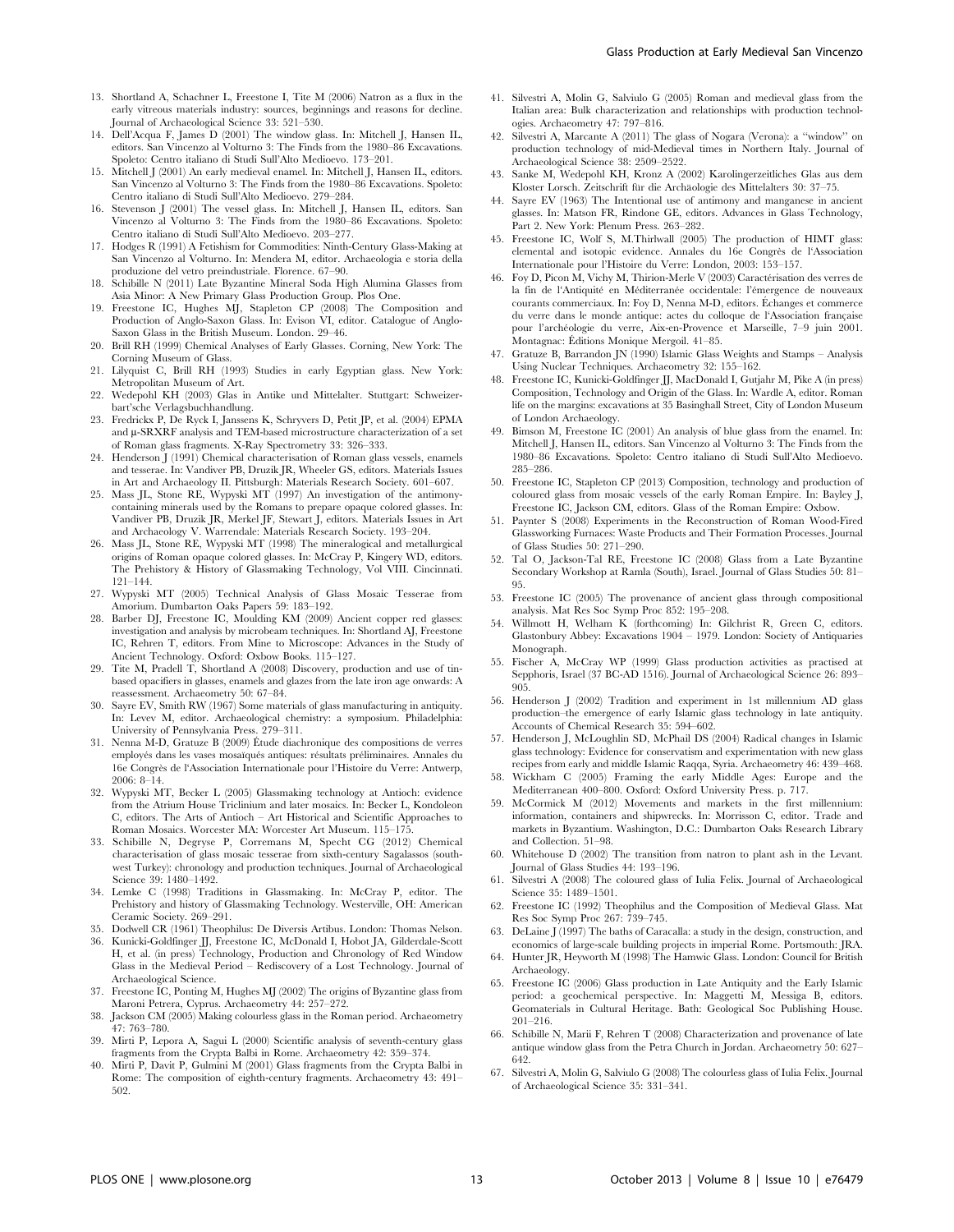13. Shortland A, Schachner L, Freestone I, Tite M (2006) Natron as a flux in the early vitreous materials industry: sources, beginnings and reasons for decline. Journal of Archaeological Science 33: 521–530.
14. Dell'Acqua F, James D (2001) The window glass. In: Mitchell J, Hansen IL, editors. San Vincenzo al Volturno 3: The Finds from the 1980–86 Excavations. Spoleto: Centro italiano di Studi Sull'Alto Medioevo. 173–201.
15. Mitchell J (2001) An early medieval enamel. In: Mitchell J, Hansen IL, editors. San Vincenzo al Volturno 3: The Finds from the 1980–86 Excavations. Spoleto: Centro italiano di Studi Sull'Alto Medioevo. 279–284.
16. Stevenson J (2001) The vessel glass. In: Mitchell J, Hansen IL, editors. San Vincenzo al Volturno 3: The Finds from the 1980–86 Excavations. Spoleto: Centro italiano di Studi Sull'Alto Medioevo. 203–277.
17. Hodges R (1991) A Fetishism for Commodities: Ninth-Century Glass-Making at San Vincenzo al Volturno. In: Mendera M, editor. Archaeologia e storia della produzione del vetro preindustriale. Florence. 67–90.
18. Schibille N (2011) Late Byzantine Mineral Soda High Alumina Glasses from Asia Minor: A New Primary Glass Production Group. Plos One.
19. Freestone IC, Hughes MJ, Stapleton CP (2008) The Composition and Production of Anglo-Saxon Glass. In: Evison VI, editor. Catalogue of Anglo-Saxon Glass in the British Museum. London. 29–46.
20. Brill RH (1999) Chemical Analyses of Early Glasses. Corning, New York: The Corning Museum of Glass.
21. Lilyquist C, Brill RH (1993) Studies in early Egyptian glass. New York: Metropolitan Museum of Art.
22. Wedepohl KH (2003) Glas in Antike und Mittelalter. Stuttgart: Schweizerbart'sche Verlagsbuchhandlung.
23. Fredrickx P, De Ryck I, Janssens K, Schryvers D, Petit JP, et al. (2004) EPMA and μ-SRXRF analysis and TEM-based microstructure characterization of a set of Roman glass fragments. X-Ray Spectrometry 33: 326–333.
24. Henderson J (1991) Chemical characterisation of Roman glass vessels, enamels and tesserae. In: Vandiver PB, Druzik JR, Wheeler GS, editors. Materials Issues in Art and Archaeology II. Pittsburgh: Materials Research Society. 601–607.
25. Mass JL, Stone RE, Wypyski MT (1997) An investigation of the antimony-containing minerals used by the Romans to prepare opaque colored glasses. In: Vandiver PB, Druzik JR, Merkel JF, Stewart J, editors. Materials Issues in Art and Archaeology V. Warrendale: Materials Research Society. 193–204.
26. Mass JL, Stone RE, Wypyski MT (1998) The mineralogical and metallurgical origins of Roman opaque colored glasses. In: McCray P, Kingery WD, editors. The Prehistory & History of Glassmaking Technology, Vol VIII. Cincinnati. 121–144.
27. Wypyski MT (2005) Technical Analysis of Glass Mosaic Tesserae from Amorium. Dumbarton Oaks Papers 59: 183–192.
28. Barber DJ, Freestone IC, Moulding KM (2009) Ancient copper red glasses: investigation and analysis by microbeam techniques. In: Shortland AJ, Freestone IC, Rehren T, editors. From Mine to Microscope: Advances in the Study of Ancient Technology. Oxford: Oxbow Books. 115–127.
29. Tite M, Pradell T, Shortland A (2008) Discovery, production and use of tin-based opacifiers in glasses, enamels and glazes from the late iron age onwards: A reassessment. Archaeometry 50: 67–84.
30. Sayre EV, Smith RW (1967) Some materials of glass manufacturing in antiquity. In: Levev M, editor. Archaeological chemistry: a symposium. Philadelphia: University of Pennsylvania Press. 279–311.
31. Nenna M-D, Gratuze B (2009) Étude diachronique des compositions de verres employés dans les vases mosaïqués antiques: résultats préliminaires. Annales du 16e Congrès de l'Association Internationale pour l'Histoire du Verre: Antwerp, 2006: 8–14.
32. Wypyski MT, Becker L (2005) Glassmaking technology at Antioch: evidence from the Atrium House Triclinium and later mosaics. In: Becker L, Kondoleon C, editors. The Arts of Antioch – Art Historical and Scientific Approaches to Roman Mosaics. Worcester MA: Worcester Art Museum. 115–175.
33. Schibille N, Degryse P, Corremans M, Specht CG (2012) Chemical characterisation of glass mosaic tesserae from sixth-century Sagalassos (south-west Turkey): chronology and production techniques. Journal of Archaeological Science 39: 1480–1492.
34. Lemke C (1998) Traditions in Glassmaking. In: McCray P, editor. The Prehistory and history of Glassmaking Technology. Westerville, OH: American Ceramic Society. 269–291.
35. Dodwell CR (1961) Theophilus: De Diversis Artibus. London: Thomas Nelson.
36. Kunicki-Goldfinger JJ, Freestone IC, McDonald I, Hobot JA, Gilderdale-Scott H, et al. (in press) Technology, Production and Chronology of Red Window Glass in the Medieval Period – Rediscovery of a Lost Technology. Journal of Archaeological Science.
37. Freestone IC, Ponting M, Hughes MJ (2002) The origins of Byzantine glass from Maroni Petrera, Cyprus. Archaeometry 44: 257–272.
38. Jackson CM (2005) Making colourless glass in the Roman period. Archaeometry 47: 763–780.
39. Mirti P, Lepora A, Sagui L (2000) Scientific analysis of seventh-century glass fragments from the Crypta Balbi in Rome. Archaeometry 42: 359–374.
40. Mirti P, Davit P, Gulmini M (2001) Glass fragments from the Crypta Balbi in Rome: The composition of eighth-century fragments. Archaeometry 43: 491–502.
41. Silvestri A, Molin G, Salviulo G (2005) Roman and medieval glass from the Italian area: Bulk characterization and relationships with production technologies. Archaeometry 47: 797–816.
42. Silvestri A, Marcante A (2011) The glass of Nogara (Verona): a "window" on production technology of mid-Medieval times in Northern Italy. Journal of Archaeological Science 38: 2509–2522.
43. Sanke M, Wedepohl KH, Kronz A (2002) Karolingerzeitliches Glas aus dem Kloster Lorsch. Zeitschrift für die Archäologie des Mittelalters 30: 37–75.
44. Sayre EV (1963) The Intentional use of antimony and manganese in ancient glasses. In: Matson FR, Rindone GE, editors. Advances in Glass Technology, Part 2. New York: Plenum Press. 263–282.
45. Freestone IC, Wolf S, M.Thirlwall (2005) The production of HIMT glass: elemental and isotopic evidence. Annales du 16e Congrès de l'Association Internationale pour l'Histoire du Verre: London, 2003: 153–157.
46. Foy D, Picon M, Vichy M, Thirion-Merle V (2003) Caractérisation des verres de la fin de l'Antiquité en Méditerranée occidentale: l'émergence de nouveaux courants commerciaux. In: Foy D, Nenna M-D, editors. Échanges et commerce du verre dans le monde antique: actes du colloque de l'Association française pour l'archéologie du verre, Aix-en-Provence et Marseille, 7–9 juin 2001. Montagnac: Éditions Monique Mergoil. 41–85.
47. Gratuze B, Barrandon JN (1990) Islamic Glass Weights and Stamps – Analysis Using Nuclear Techniques. Archaeometry 32: 155–162.
48. Freestone IC, Kunicki-Goldfinger JJ, MacDonald I, Gutjahr M, Pike A (in press) Composition, Technology and Origin of the Glass. In: Wardle A, editor. Roman life on the margins: excavations at 35 Basinghall Street, City of London Museum of London Archaeology.
49. Bimson M, Freestone IC (2001) An analysis of blue glass from the enamel. In: Mitchell J, Hansen IL, editors. San Vincenzo al Volturno 3: The Finds from the 1980–86 Excavations. Spoleto: Centro italiano di Studi Sull'Alto Medioevo. 285–286.
50. Freestone IC, Stapleton CP (2013) Composition, technology and production of coloured glass from mosaic vessels of the early Roman Empire. In: Bayley J, Freestone IC, Jackson CM, editors. Glass of the Roman Empire: Oxbow.
51. Paynter S (2008) Experiments in the Reconstruction of Roman Wood-Fired Glassworking Furnaces: Waste Products and Their Formation Processes. Journal of Glass Studies 50: 271–290.
52. Tal O, Jackson-Tal RE, Freestone IC (2008) Glass from a Late Byzantine Secondary Workshop at Ramla (South), Israel. Journal of Glass Studies 50: 81–95.
53. Freestone IC (2005) The provenance of ancient glass through compositional analysis. Mat Res Soc Symp Proc 852: 195–208.
54. Willmott H, Welham K (forthcoming) In: Gilchrist R, Green C, editors. Glastonbury Abbey: Excavations 1904 – 1979. London: Society of Antiquaries Monograph.
55. Fischer A, McCray WP (1999) Glass production activities as practised at Sepphoris, Israel (37 BC-AD 1516). Journal of Archaeological Science 26: 893–905.
56. Henderson J (2002) Tradition and experiment in 1st millennium AD glass production–the emergence of early Islamic glass technology in late antiquity. Accounts of Chemical Research 35: 594–602.
57. Henderson J, McLoughlin SD, McPhail DS (2004) Radical changes in Islamic glass technology: Evidence for conservatism and experimentation with new glass recipes from early and middle Islamic Raqqa, Syria. Archaeometry 46: 439–468.
58. Wickham C (2005) Framing the early Middle Ages: Europe and the Mediterranean 400–800. Oxford: Oxford University Press. p. 717.
59. McCormick M (2012) Movements and markets in the first millennium: information, containers and shipwrecks. In: Morrisson C, editor. Trade and markets in Byzantium. Washington, D.C.: Dumbarton Oaks Research Library and Collection. 51–98.
60. Whitehouse D (2002) The transition from natron to plant ash in the Levant. Journal of Glass Studies 44: 193–196.
61. Silvestri A (2008) The coloured glass of Iulia Felix. Journal of Archaeological Science 35: 1489–1501.
62. Freestone IC (1992) Theophilus and the Composition of Medieval Glass. Mat Res Soc Symp Proc 267: 739–745.
63. DeLaine J (1997) The baths of Caracalla: a study in the design, construction, and economics of large-scale building projects in imperial Rome. Portsmouth: JRA.
64. Hunter JR, Heyworth M (1998) The Hamwic Glass. London: Council for British Archaeology.
65. Freestone IC (2006) Glass production in Late Antiquity and the Early Islamic period: a geochemical perspective. In: Maggetti M, Messiga B, editors. Geomaterials in Cultural Heritage. Bath: Geological Soc Publishing House. 201–216.
66. Schibille N, Marii F, Rehren T (2008) Characterization and provenance of late antique window glass from the Petra Church in Jordan. Archaeometry 50: 627–642.
67. Silvestri A, Molin G, Salviulo G (2008) The colourless glass of Iulia Felix. Journal of Archaeological Science 35: 331–341.